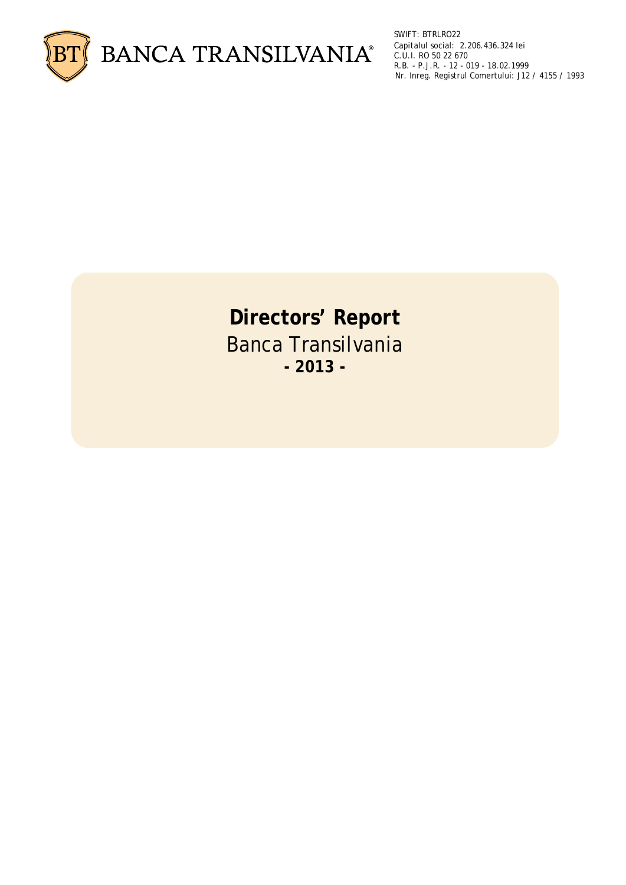BANCA TRANSILVANIA®

SWIFT: BTRLRO22
Capitalul social: 2.206.436.324 lei
C.U.I. RO 50 22 670
R.B. - P.J.R. - 12 - 019 - 18.02.1999
Nr. Inreg. Registrul Comertului: J12 / 4155 / 1993

# Directors' Report

Banca Transilvania

**- 2013 -**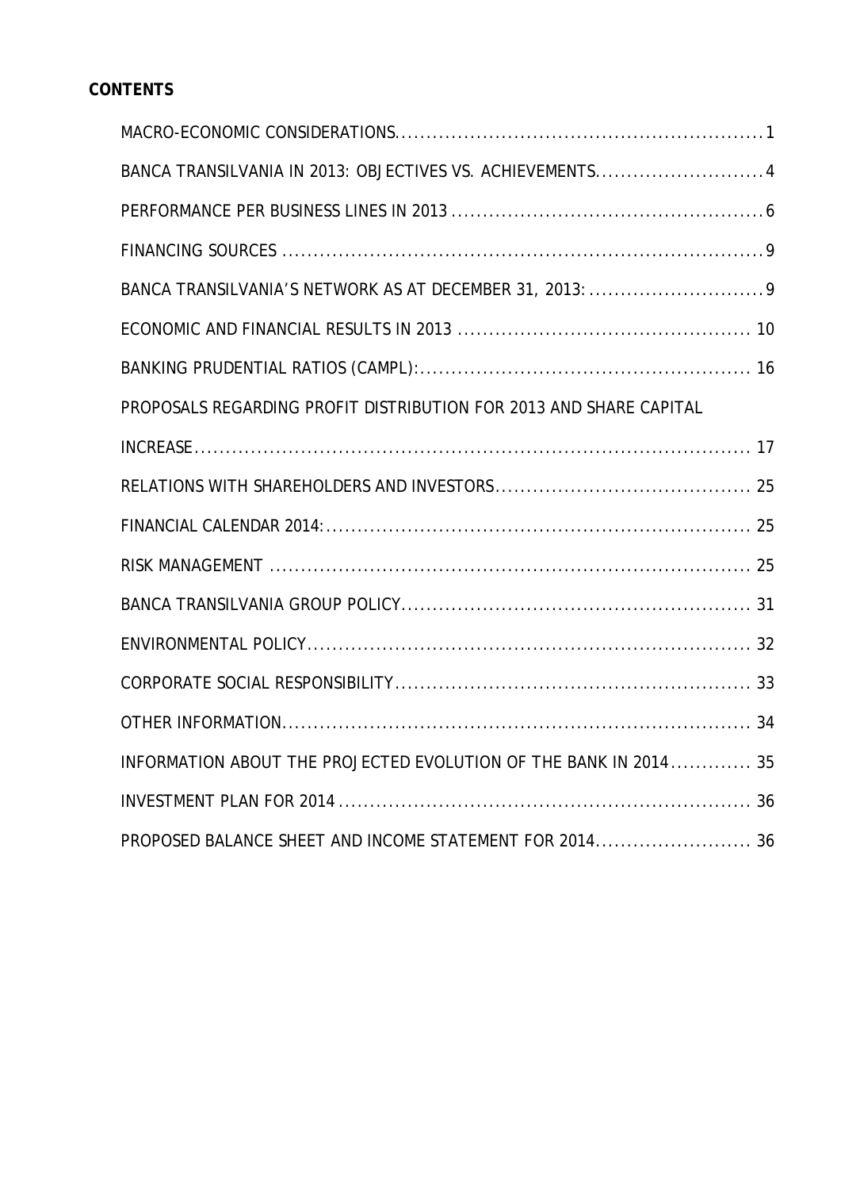**CONTENTS**

MACRO-ECONOMIC CONSIDERATIONS........................................................1

BANCA TRANSILVANIA IN 2013: OBJECTIVES VS. ACHIEVEMENTS..........................4

PERFORMANCE PER BUSINESS LINES IN 2013 ..............................................6

FINANCING SOURCES .....................................................................9

BANCA TRANSILVANIA'S NETWORK AS AT DECEMBER 31, 2013: ............................9

ECONOMIC AND FINANCIAL RESULTS IN 2013 ............................................. 10

BANKING PRUDENTIAL RATIOS (CAMPL):................................................... 16

PROPOSALS REGARDING PROFIT DISTRIBUTION FOR 2013 AND SHARE CAPITAL INCREASE..................................................................................... 17

RELATIONS WITH SHAREHOLDERS AND INVESTORS........................................ 25

FINANCIAL CALENDAR 2014:.............................................................. 25

RISK MANAGEMENT ....................................................................... 25

BANCA TRANSILVANIA GROUP POLICY..................................................... 31

ENVIRONMENTAL POLICY.................................................................. 32

CORPORATE SOCIAL RESPONSIBILITY..................................................... 33

OTHER INFORMATION...................................................................... 34

INFORMATION ABOUT THE PROJECTED EVOLUTION OF THE BANK IN 2014............. 35

INVESTMENT PLAN FOR 2014 .............................................................. 36

PROPOSED BALANCE SHEET AND INCOME STATEMENT FOR 2014........................ 36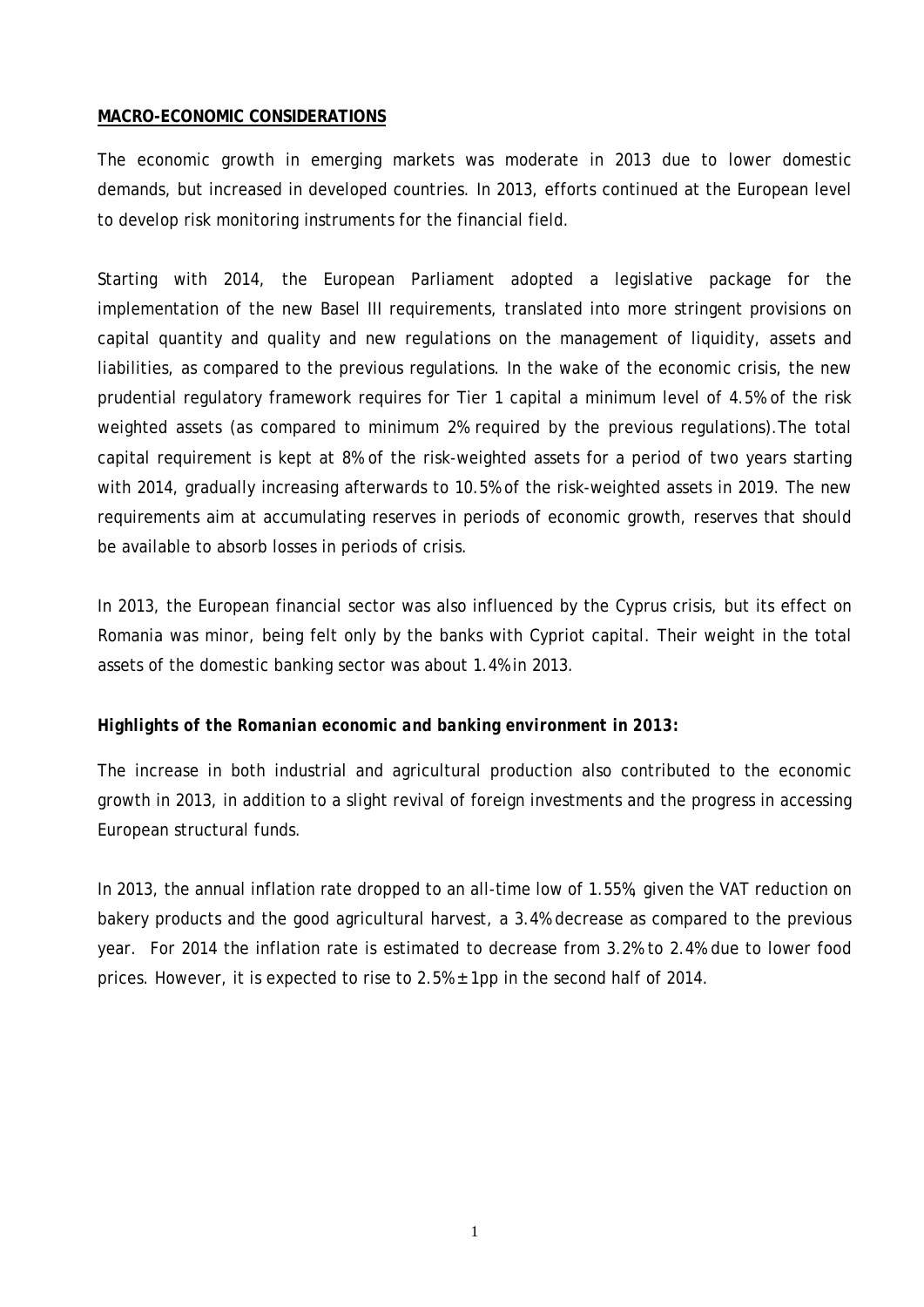**MACRO-ECONOMIC CONSIDERATIONS**

The economic growth in emerging markets was moderate in 2013 due to lower domestic demands, but increased in developed countries. In 2013, efforts continued at the European level to develop risk monitoring instruments for the financial field.

Starting with 2014, the European Parliament adopted a legislative package for the implementation of the new Basel III requirements, translated into more stringent provisions on capital quantity and quality and new regulations on the management of liquidity, assets and liabilities, as compared to the previous regulations. In the wake of the economic crisis, the new prudential regulatory framework requires for Tier 1 capital a minimum level of 4.5% of the risk weighted assets (as compared to minimum 2% required by the previous regulations).The total capital requirement is kept at 8% of the risk-weighted assets for a period of two years starting with 2014, gradually increasing afterwards to 10.5% of the risk-weighted assets in 2019. The new requirements aim at accumulating reserves in periods of economic growth, reserves that should be available to absorb losses in periods of crisis.

In 2013, the European financial sector was also influenced by the Cyprus crisis, but its effect on Romania was minor, being felt only by the banks with Cypriot capital. Their weight in the total assets of the domestic banking sector was about 1.4% in 2013.

***Highlights of the Romanian economic and banking environment in 2013:***

The increase in both industrial and agricultural production also contributed to the economic growth in 2013, in addition to a slight revival of foreign investments and the progress in accessing European structural funds.

In 2013, the annual inflation rate dropped to an all-time low of 1.55%, given the VAT reduction on bakery products and the good agricultural harvest, a 3.4% decrease as compared to the previous year. For 2014 the inflation rate is estimated to decrease from 3.2% to 2.4% due to lower food prices. However, it is expected to rise to 2.5% ± 1pp in the second half of 2014.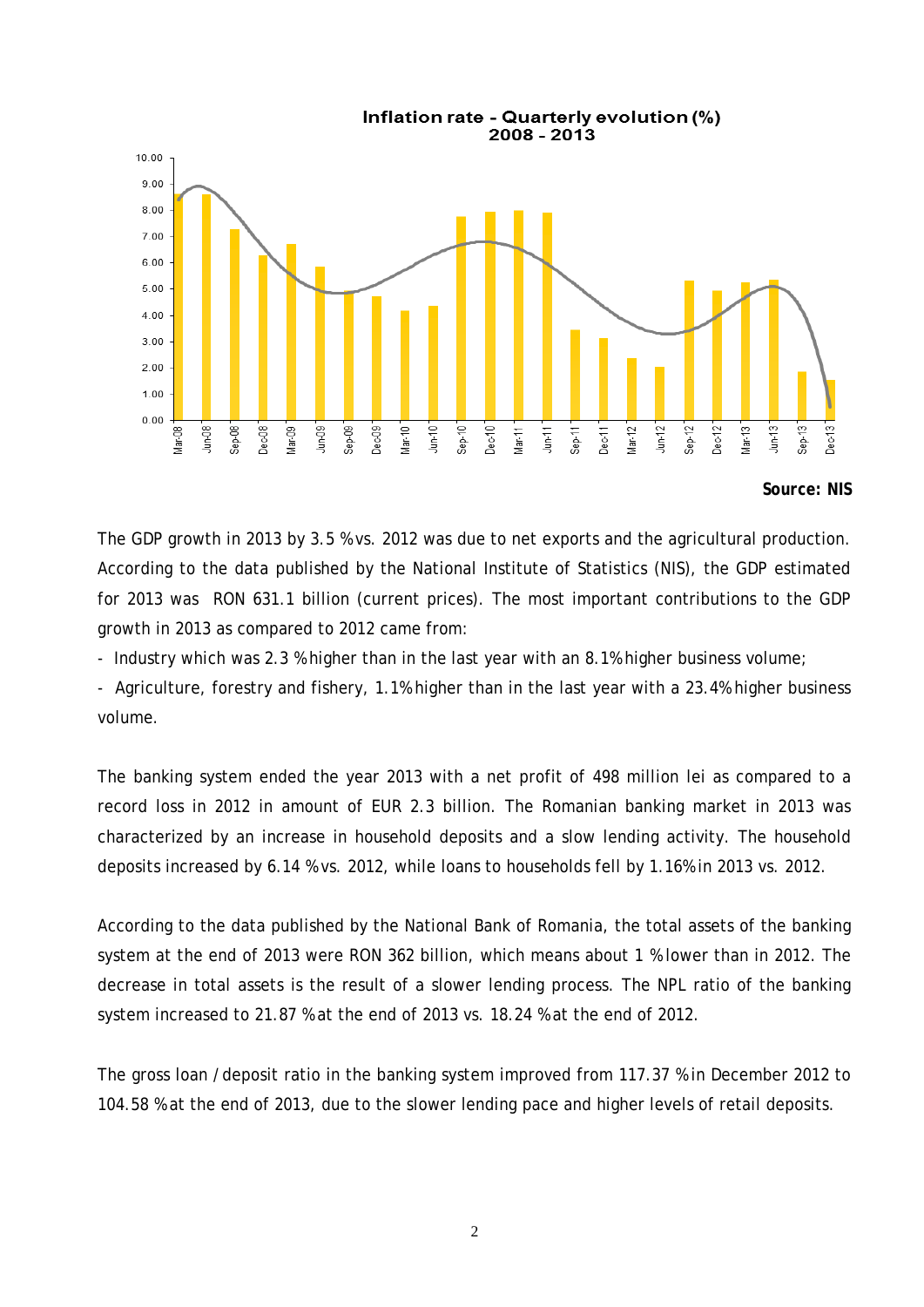**Inflation rate - Quarterly evolution (%) 2008 - 2013**

**Source: NIS**

The GDP growth in 2013 by 3.5 % vs. 2012 was due to net exports and the agricultural production. According to the data published by the National Institute of Statistics (NIS), the GDP estimated for 2013 was RON 631.1 billion (current prices). The most important contributions to the GDP growth in 2013 as compared to 2012 came from:

- Industry which was 2.3 % higher than in the last year with an 8.1% higher business volume;
- Agriculture, forestry and fishery, 1.1% higher than in the last year with a 23.4% higher business volume.

The banking system ended the year 2013 with a net profit of 498 million lei as compared to a record loss in 2012 in amount of EUR 2.3 billion. The Romanian banking market in 2013 was characterized by an increase in household deposits and a slow lending activity. The household deposits increased by 6.14 % vs. 2012, while loans to households fell by 1.16% in 2013 vs. 2012.

According to the data published by the National Bank of Romania, the total assets of the banking system at the end of 2013 were RON 362 billion, which means about 1 % lower than in 2012. The decrease in total assets is the result of a slower lending process. The NPL ratio of the banking system increased to 21.87 % at the end of 2013 vs. 18.24 % at the end of 2012.

The gross loan / deposit ratio in the banking system improved from 117.37 % in December 2012 to 104.58 % at the end of 2013, due to the slower lending pace and higher levels of retail deposits.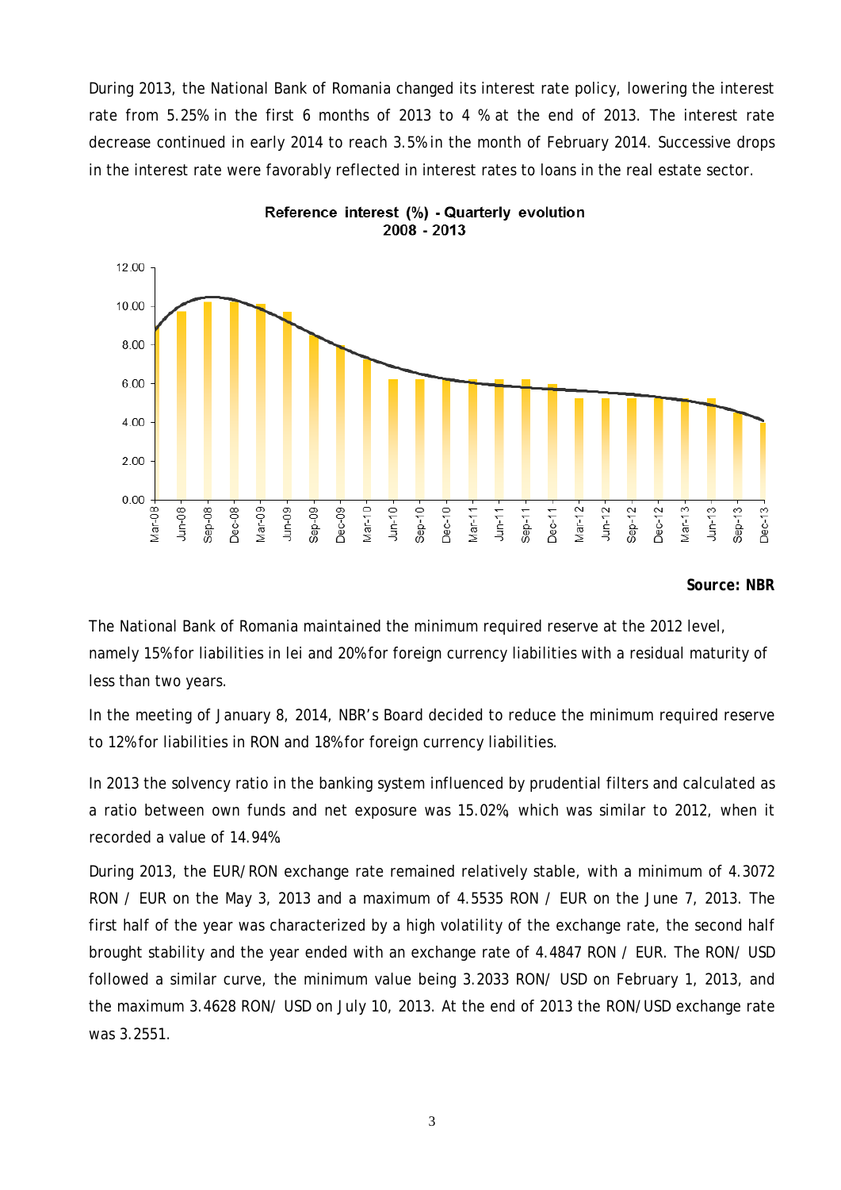During 2013, the National Bank of Romania changed its interest rate policy, lowering the interest rate from 5.25% in the first 6 months of 2013 to 4 % at the end of 2013. The interest rate decrease continued in early 2014 to reach 3.5% in the month of February 2014. Successive drops in the interest rate were favorably reflected in interest rates to loans in the real estate sector.

**Reference interest (%) - Quarterly evolution 2008 - 2013**

**Source: NBR**

The National Bank of Romania maintained the minimum required reserve at the 2012 level, namely 15% for liabilities in lei and 20% for foreign currency liabilities with a residual maturity of less than two years.

In the meeting of January 8, 2014, NBR's Board decided to reduce the minimum required reserve to 12% for liabilities in RON and 18% for foreign currency liabilities.

In 2013 the solvency ratio in the banking system influenced by prudential filters and calculated as a ratio between own funds and net exposure was 15.02%, which was similar to 2012, when it recorded a value of 14.94%.

During 2013, the EUR/RON exchange rate remained relatively stable, with a minimum of 4.3072 RON / EUR on the May 3, 2013 and a maximum of 4.5535 RON / EUR on the June 7, 2013. The first half of the year was characterized by a high volatility of the exchange rate, the second half brought stability and the year ended with an exchange rate of 4.4847 RON / EUR. The RON/ USD followed a similar curve, the minimum value being 3.2033 RON/ USD on February 1, 2013, and the maximum 3.4628 RON/ USD on July 10, 2013. At the end of 2013 the RON/USD exchange rate was 3.2551.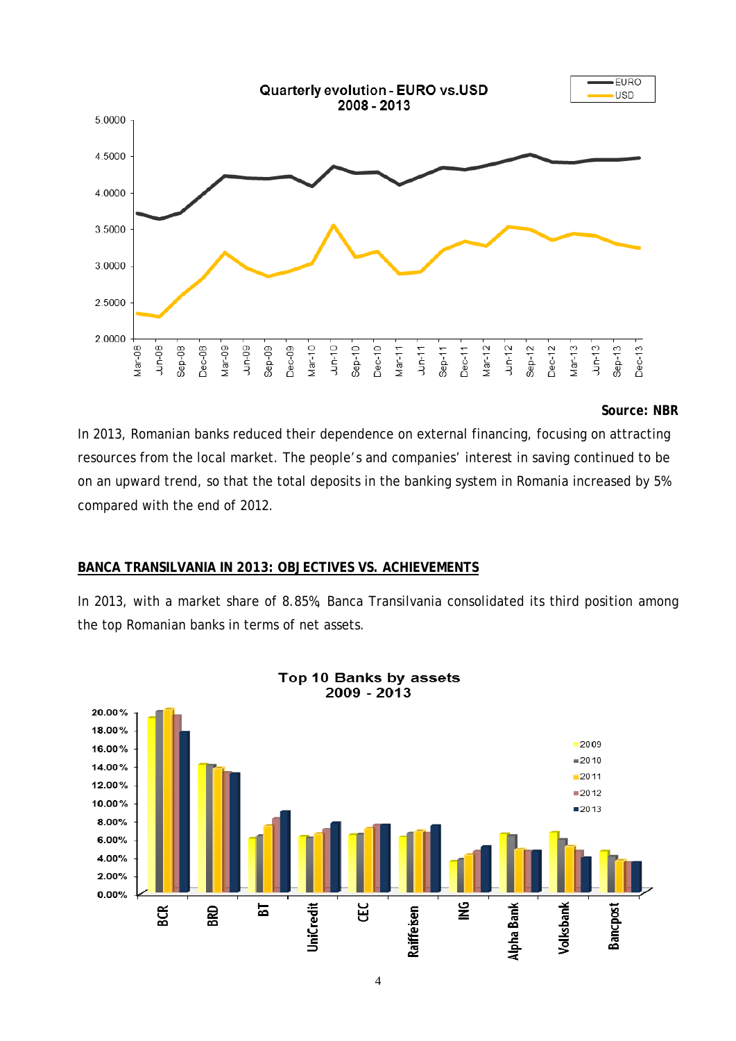Source: NBR

In 2013, Romanian banks reduced their dependence on external financing, focusing on attracting resources from the local market. The people's and companies' interest in saving continued to be on an upward trend, so that the total deposits in the banking system in Romania increased by 5% compared with the end of 2012.

## BANCA TRANSILVANIA IN 2013: OBJECTIVES VS. ACHIEVEMENTS

In 2013, with a market share of 8.85%, Banca Transilvania consolidated its third position among the top Romanian banks in terms of net assets.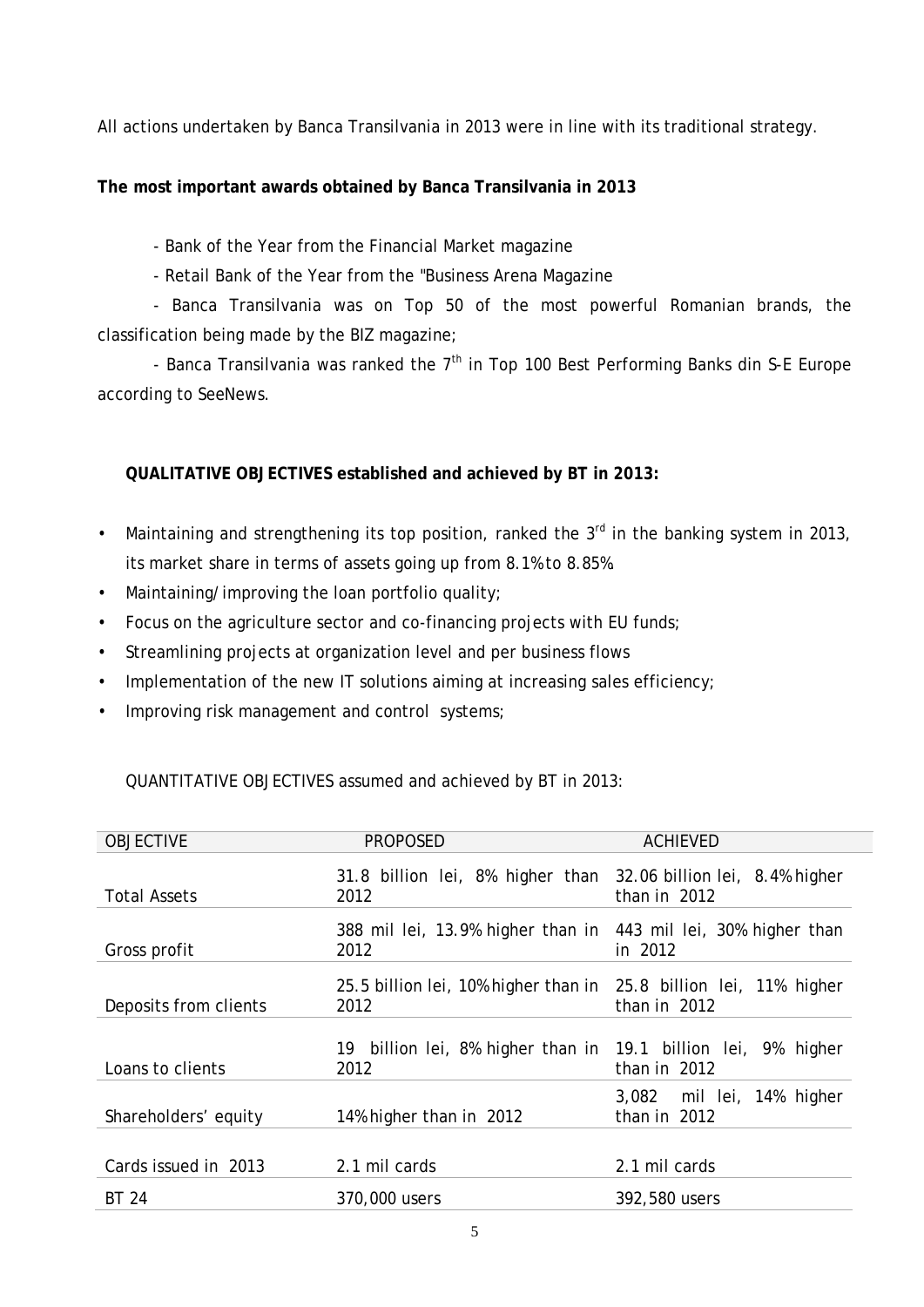All actions undertaken by Banca Transilvania in 2013 were in line with its traditional strategy.

**The most important awards obtained by Banca Transilvania in 2013**

- Bank of the Year from the Financial Market magazine
- Retail Bank of the Year from the "Business Arena Magazine
- Banca Transilvania was on Top 50 of the most powerful Romanian brands, the classification being made by the BIZ magazine;
- Banca Transilvania was ranked the 7th in Top 100 Best Performing Banks din S-E Europe according to SeeNews.

**QUALITATIVE OBJECTIVES established and achieved by BT in 2013:**

- Maintaining and strengthening its top position, ranked the 3rd in the banking system in 2013, its market share in terms of assets going up from 8.1% to 8.85%
- Maintaining/improving the loan portfolio quality;
- Focus on the agriculture sector and co-financing projects with EU funds;
- Streamlining projects at organization level and per business flows
- Implementation of the new IT solutions aiming at increasing sales efficiency;
- Improving risk management and control systems;

QUANTITATIVE OBJECTIVES assumed and achieved by BT in 2013:

| OBJECTIVE | PROPOSED | ACHIEVED |
|---|---|---|
| Total Assets | 31.8 billion lei, 8% higher than 2012 | 32.06 billion lei, 8.4% higher than in 2012 |
| Gross profit | 388 mil lei, 13.9% higher than in 2012 | 443 mil lei, 30% higher than in 2012 |
| Deposits from clients | 25.5 billion lei, 10% higher than in 2012 | 25.8 billion lei, 11% higher than in 2012 |
| Loans to clients | 19 billion lei, 8% higher than in 2012 | 19.1 billion lei, 9% higher than in 2012 |
| Shareholders' equity | 14% higher than in 2012 | 3,082 mil lei, 14% higher than in 2012 |
| Cards issued in 2013 | 2.1 mil cards | 2.1 mil cards |
| BT 24 | 370,000 users | 392,580 users |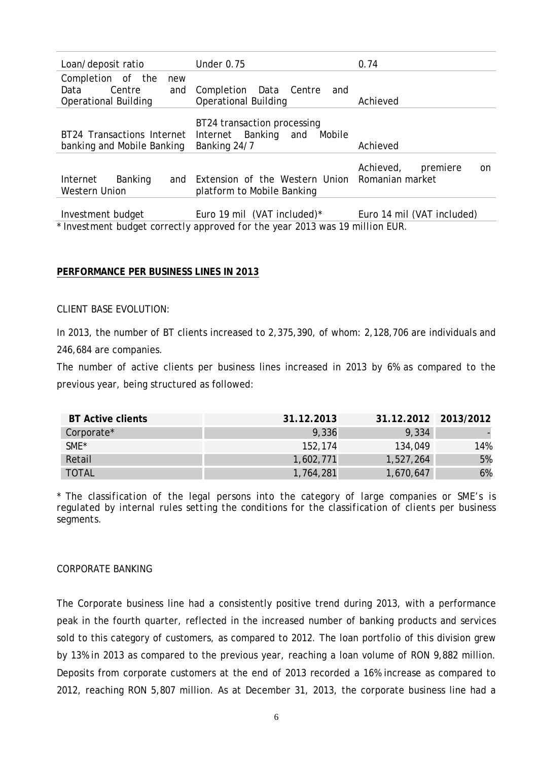| | | |
|---|---|---|
| Loan/deposit ratio | Under 0.75 | 0.74 |
| Completion of the new Data Centre and Operational Building | Completion Data Centre and Operational Building | Achieved |
| BT24 Transactions Internet banking and Mobile Banking | BT24 transaction processing Internet Banking and Mobile Banking 24/7 | Achieved |
| Internet Banking and Western Union | Extension of the Western Union platform to Mobile Banking | Achieved, premiere on Romanian market |
| Investment budget | Euro 19 mil (VAT included)* | Euro 14 mil (VAT included) |

* Investment budget correctly approved for the year 2013 was 19 million EUR.

## PERFORMANCE PER BUSINESS LINES IN 2013

CLIENT BASE EVOLUTION:

In 2013, the number of BT clients increased to 2,375,390, of whom: 2,128,706 are individuals and 246,684 are companies.

The number of active clients per business lines increased in 2013 by 6% as compared to the previous year, being structured as followed:

| BT Active clients | 31.12.2013 | 31.12.2012 | 2013/2012 |
|---|---|---|---|
| Corporate* | 9,336 | 9,334 | - |
| SME* | 152,174 | 134,049 | 14% |
| Retail | 1,602,771 | 1,527,264 | 5% |
| TOTAL | 1,764,281 | 1,670,647 | 6% |

*\* The classification of the legal persons into the category of large companies or SME's is regulated by internal rules setting the conditions for the classification of clients per business segments.*

CORPORATE BANKING

The Corporate business line had a consistently positive trend during 2013, with a performance peak in the fourth quarter, reflected in the increased number of banking products and services sold to this category of customers, as compared to 2012. The loan portfolio of this division grew by 13% in 2013 as compared to the previous year, reaching a loan volume of RON 9,882 million. Deposits from corporate customers at the end of 2013 recorded a 16% increase as compared to 2012, reaching RON 5,807 million. As at December 31, 2013, the corporate business line had a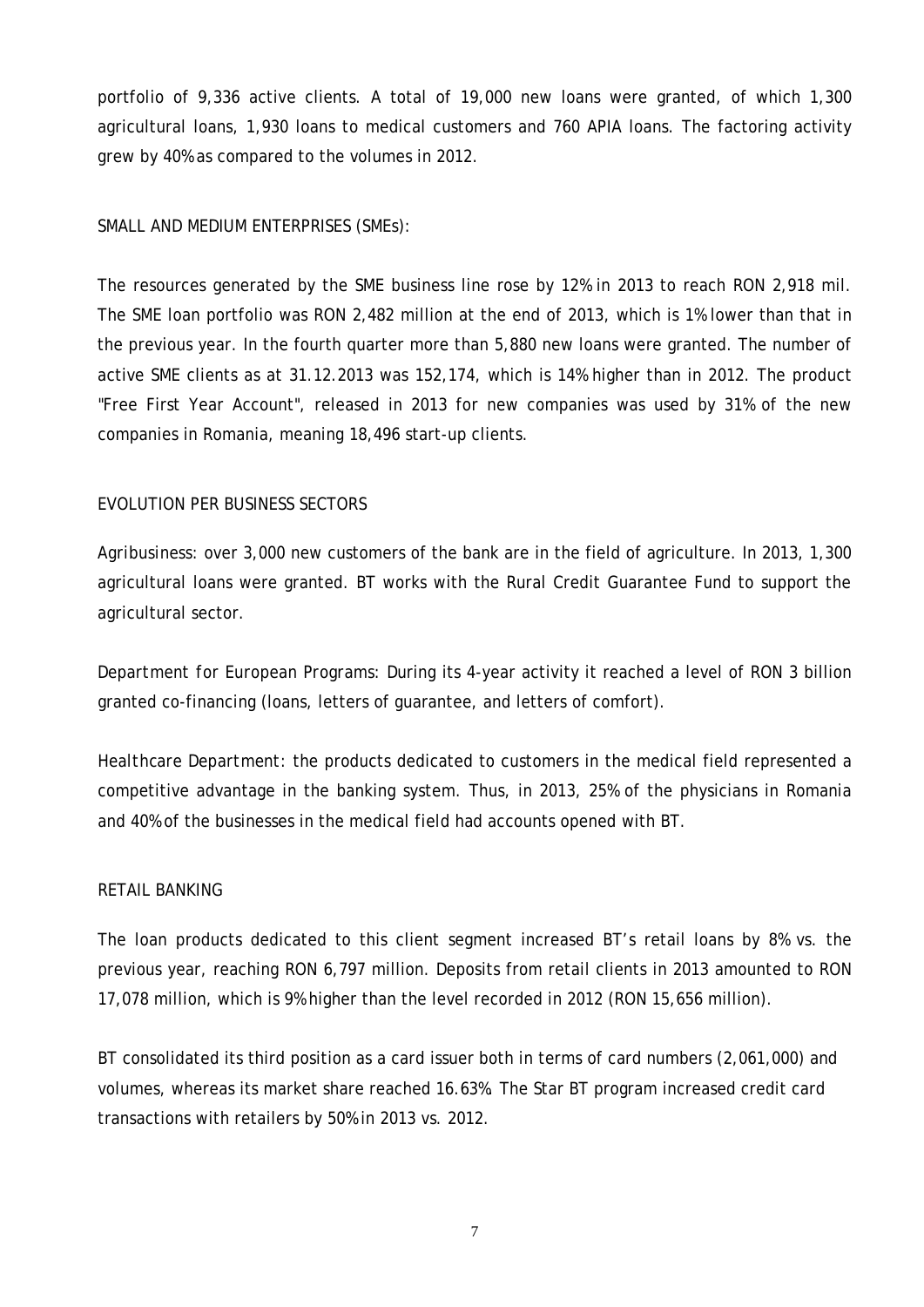portfolio of 9,336 active clients. A total of 19,000 new loans were granted, of which 1,300 agricultural loans, 1,930 loans to medical customers and 760 APIA loans. The factoring activity grew by 40% as compared to the volumes in 2012.

SMALL AND MEDIUM ENTERPRISES (SMEs):

The resources generated by the SME business line rose by 12% in 2013 to reach RON 2,918 mil. The SME loan portfolio was RON 2,482 million at the end of 2013, which is 1% lower than that in the previous year. In the fourth quarter more than 5,880 new loans were granted. The number of active SME clients as at 31.12.2013 was 152,174, which is 14% higher than in 2012. The product "Free First Year Account", released in 2013 for new companies was used by 31% of the new companies in Romania, meaning 18,496 start-up clients.

EVOLUTION PER BUSINESS SECTORS

Agribusiness: over 3,000 new customers of the bank are in the field of agriculture. In 2013, 1,300 agricultural loans were granted. BT works with the Rural Credit Guarantee Fund to support the agricultural sector.

Department for European Programs: During its 4-year activity it reached a level of RON 3 billion granted co-financing (loans, letters of guarantee, and letters of comfort).

Healthcare Department: the products dedicated to customers in the medical field represented a competitive advantage in the banking system. Thus, in 2013, 25% of the physicians in Romania and 40% of the businesses in the medical field had accounts opened with BT.

RETAIL BANKING

The loan products dedicated to this client segment increased BT's retail loans by 8% vs. the previous year, reaching RON 6,797 million. Deposits from retail clients in 2013 amounted to RON 17,078 million, which is 9% higher than the level recorded in 2012 (RON 15,656 million).

BT consolidated its third position as a card issuer both in terms of card numbers (2,061,000) and volumes, whereas its market share reached 16.63%. The Star BT program increased credit card transactions with retailers by 50% in 2013 vs. 2012.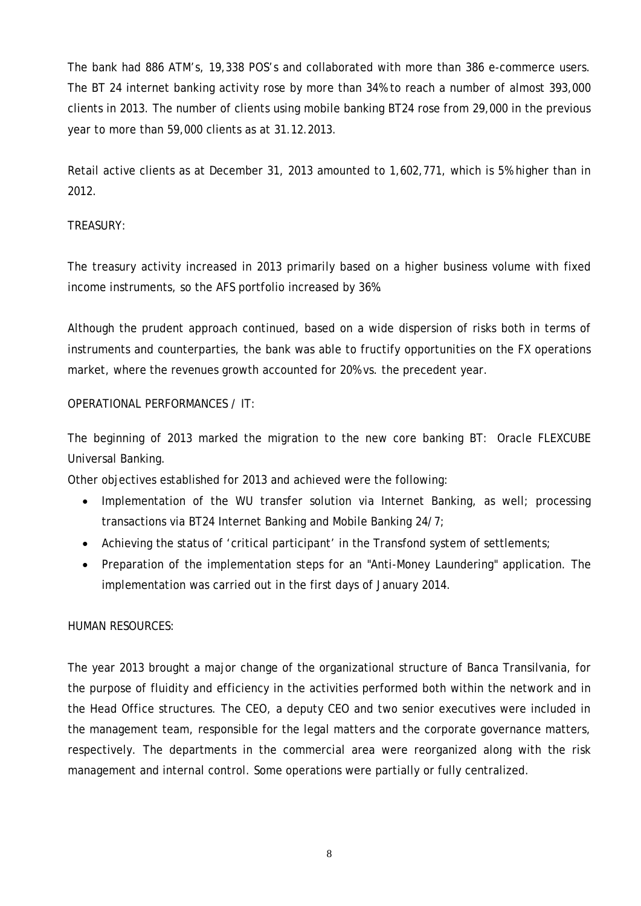The bank had 886 ATM's, 19,338 POS's and collaborated with more than 386 e-commerce users. The BT 24 internet banking activity rose by more than 34% to reach a number of almost 393,000 clients in 2013. The number of clients using mobile banking BT24 rose from 29,000 in the previous year to more than 59,000 clients as at 31.12.2013.

Retail active clients as at December 31, 2013 amounted to 1,602,771, which is 5% higher than in 2012.

TREASURY:

The treasury activity increased in 2013 primarily based on a higher business volume with fixed income instruments, so the AFS portfolio increased by 36%.

Although the prudent approach continued, based on a wide dispersion of risks both in terms of instruments and counterparties, the bank was able to fructify opportunities on the FX operations market, where the revenues growth accounted for 20% vs. the precedent year.

OPERATIONAL PERFORMANCES / IT:

The beginning of 2013 marked the migration to the new core banking BT: Oracle FLEXCUBE Universal Banking.

Other objectives established for 2013 and achieved were the following:

- Implementation of the WU transfer solution via Internet Banking, as well; processing transactions via BT24 Internet Banking and Mobile Banking 24/7;
- Achieving the status of 'critical participant' in the Transfond system of settlements;
- Preparation of the implementation steps for an "Anti-Money Laundering" application. The implementation was carried out in the first days of January 2014.

HUMAN RESOURCES:

The year 2013 brought a major change of the organizational structure of Banca Transilvania, for the purpose of fluidity and efficiency in the activities performed both within the network and in the Head Office structures. The CEO, a deputy CEO and two senior executives were included in the management team, responsible for the legal matters and the corporate governance matters, respectively. The departments in the commercial area were reorganized along with the risk management and internal control. Some operations were partially or fully centralized.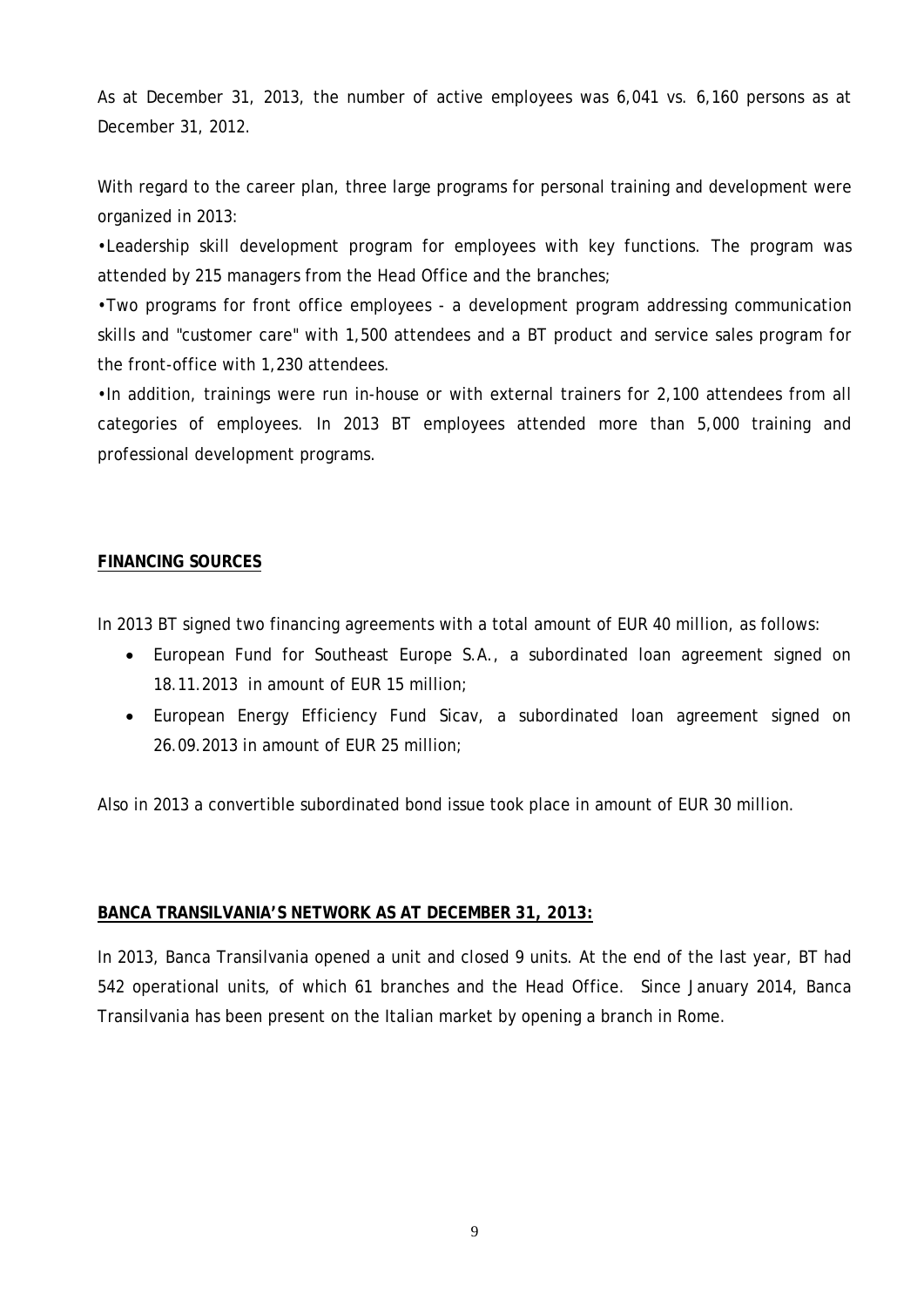As at December 31, 2013, the number of active employees was 6,041 vs. 6,160 persons as at December 31, 2012.

With regard to the career plan, three large programs for personal training and development were organized in 2013:

•Leadership skill development program for employees with key functions. The program was attended by 215 managers from the Head Office and the branches;

•Two programs for front office employees - a development program addressing communication skills and "customer care" with 1,500 attendees and a BT product and service sales program for the front-office with 1,230 attendees.

•In addition, trainings were run in-house or with external trainers for 2,100 attendees from all categories of employees. In 2013 BT employees attended more than 5,000 training and professional development programs.

## FINANCING SOURCES

In 2013 BT signed two financing agreements with a total amount of EUR 40 million, as follows:

- European Fund for Southeast Europe S.A., a subordinated loan agreement signed on 18.11.2013 in amount of EUR 15 million;
- European Energy Efficiency Fund Sicav, a subordinated loan agreement signed on 26.09.2013 in amount of EUR 25 million;

Also in 2013 a convertible subordinated bond issue took place in amount of EUR 30 million.

## BANCA TRANSILVANIA'S NETWORK AS AT DECEMBER 31, 2013:

In 2013, Banca Transilvania opened a unit and closed 9 units. At the end of the last year, BT had 542 operational units, of which 61 branches and the Head Office. Since January 2014, Banca Transilvania has been present on the Italian market by opening a branch in Rome.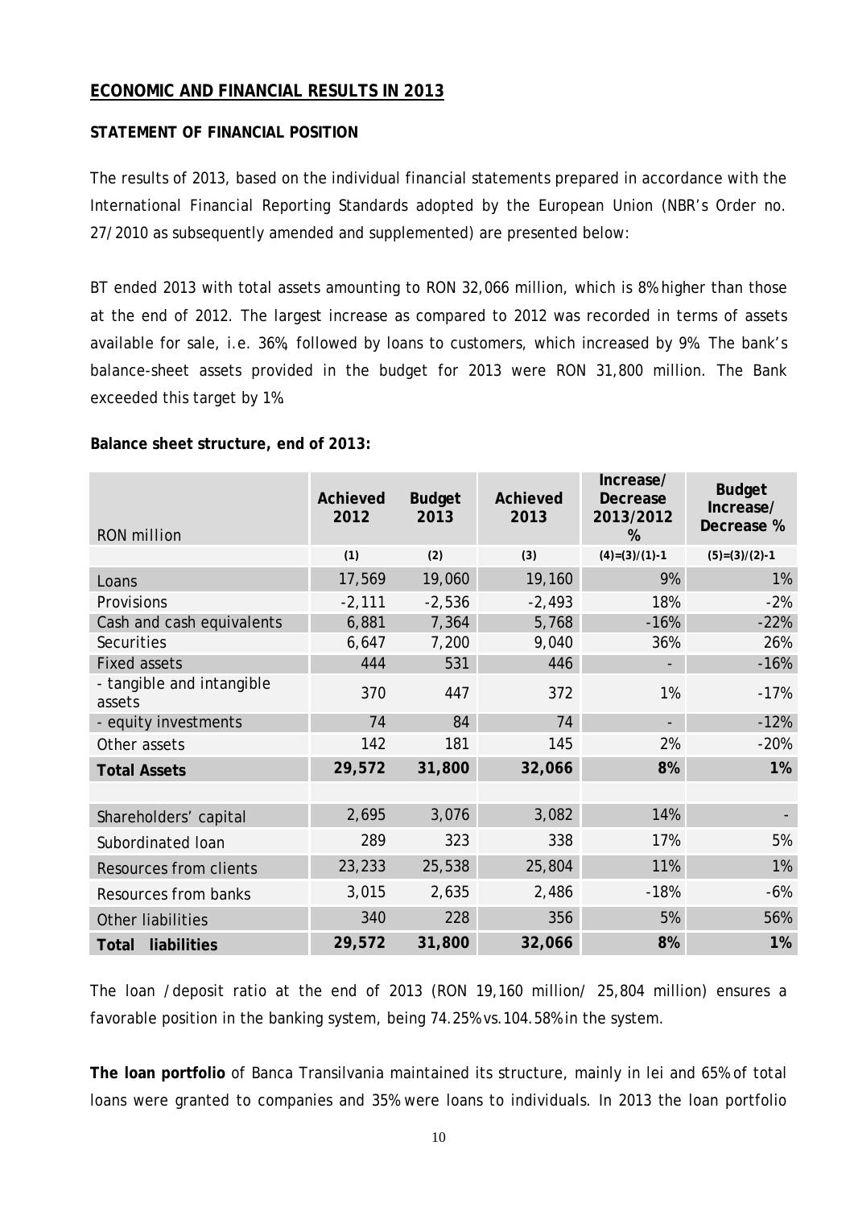## ECONOMIC AND FINANCIAL RESULTS IN 2013

### STATEMENT OF FINANCIAL POSITION

The results of 2013, based on the individual financial statements prepared in accordance with the International Financial Reporting Standards adopted by the European Union (NBR's Order no. 27/2010 as subsequently amended and supplemented) are presented below:

BT ended 2013 with total assets amounting to RON 32,066 million, which is 8% higher than those at the end of 2012. The largest increase as compared to 2012 was recorded in terms of assets available for sale, i.e. 36%, followed by loans to customers, which increased by 9%. The bank's balance-sheet assets provided in the budget for 2013 were RON 31,800 million. The Bank exceeded this target by 1%.

**Balance sheet structure, end of 2013:**

| RON million | Achieved 2012 | Budget 2013 | Achieved 2013 | Increase/ Decrease 2013/2012 % | Budget Increase/ Decrease % |
|---|---|---|---|---|---|
| | (1) | (2) | (3) | (4)=(3)/(1)-1 | (5)=(3)/(2)-1 |
| Loans | 17,569 | 19,060 | 19,160 | 9% | 1% |
| Provisions | -2,111 | -2,536 | -2,493 | 18% | -2% |
| Cash and cash equivalents | 6,881 | 7,364 | 5,768 | -16% | -22% |
| Securities | 6,647 | 7,200 | 9,040 | 36% | 26% |
| Fixed assets | 444 | 531 | 446 | - | -16% |
| - tangible and intangible assets | 370 | 447 | 372 | 1% | -17% |
| - equity investments | 74 | 84 | 74 | - | -12% |
| Other assets | 142 | 181 | 145 | 2% | -20% |
| **Total Assets** | **29,572** | **31,800** | **32,066** | **8%** | **1%** |
| | | | | | |
| Shareholders' capital | 2,695 | 3,076 | 3,082 | 14% | - |
| Subordinated loan | 289 | 323 | 338 | 17% | 5% |
| Resources from clients | 23,233 | 25,538 | 25,804 | 11% | 1% |
| Resources from banks | 3,015 | 2,635 | 2,486 | -18% | -6% |
| Other liabilities | 340 | 228 | 356 | 5% | 56% |
| **Total liabilities** | **29,572** | **31,800** | **32,066** | **8%** | **1%** |

The loan /deposit ratio at the end of 2013 (RON 19,160 million/ 25,804 million) ensures a favorable position in the banking system, being 74.25% vs. 104.58% in the system.

**The loan portfolio** of Banca Transilvania maintained its structure, mainly in lei and 65% of total loans were granted to companies and 35% were loans to individuals. In 2013 the loan portfolio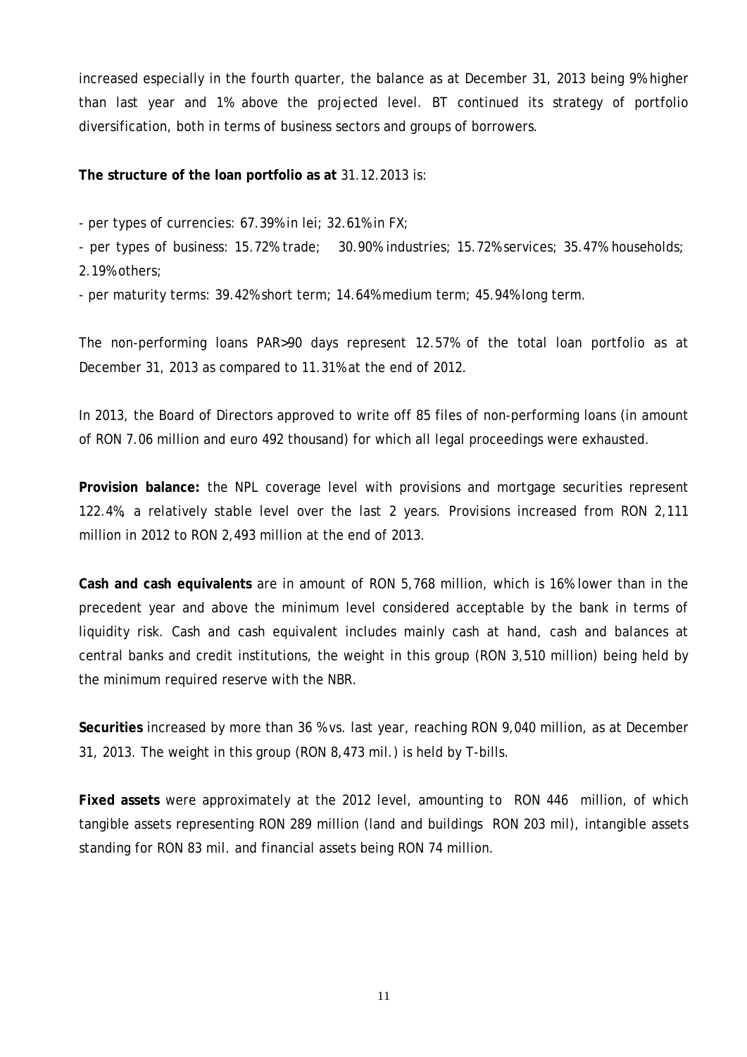increased especially in the fourth quarter, the balance as at December 31, 2013 being 9% higher than last year and 1% above the projected level. BT continued its strategy of portfolio diversification, both in terms of business sectors and groups of borrowers.

**The structure of the loan portfolio as at** 31.12.2013 is:

- per types of currencies: 67.39% in lei; 32.61% in FX;
- per types of business: 15.72% trade; 30.90% industries; 15.72% services; 35.47% households; 2.19% others;
- per maturity terms: 39.42% short term; 14.64% medium term; 45.94% long term.

The non-performing loans PAR>90 days represent 12.57% of the total loan portfolio as at December 31, 2013 as compared to 11.31% at the end of 2012.

In 2013, the Board of Directors approved to write off 85 files of non-performing loans (in amount of RON 7.06 million and euro 492 thousand) for which all legal proceedings were exhausted.

**Provision balance:** the NPL coverage level with provisions and mortgage securities represent 122.4%, a relatively stable level over the last 2 years. Provisions increased from RON 2,111 million in 2012 to RON 2,493 million at the end of 2013.

**Cash and cash equivalents** are in amount of RON 5,768 million, which is 16% lower than in the precedent year and above the minimum level considered acceptable by the bank in terms of liquidity risk. Cash and cash equivalent includes mainly cash at hand, cash and balances at central banks and credit institutions, the weight in this group (RON 3,510 million) being held by the minimum required reserve with the NBR.

**Securities** increased by more than 36 % vs. last year, reaching RON 9,040 million, as at December 31, 2013. The weight in this group (RON 8,473 mil.) is held by T-bills.

**Fixed assets** were approximately at the 2012 level, amounting to RON 446 million, of which tangible assets representing RON 289 million (land and buildings RON 203 mil), intangible assets standing for RON 83 mil. and financial assets being RON 74 million.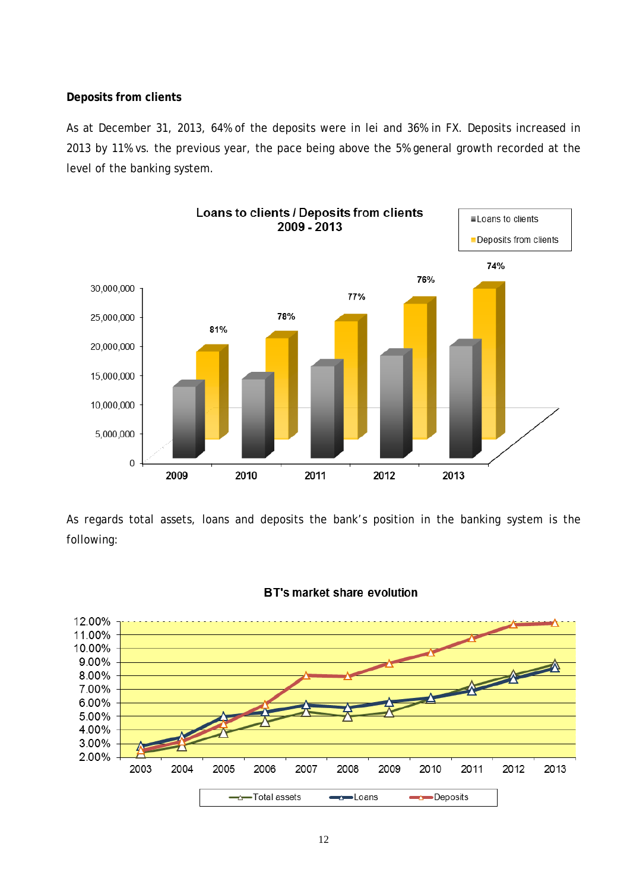**Deposits from clients**

As at December 31, 2013, 64% of the deposits were in lei and 36% in FX. Deposits increased in 2013 by 11% vs. the previous year, the pace being above the 5% general growth recorded at the level of the banking system.

As regards total assets, loans and deposits the bank's position in the banking system is the following: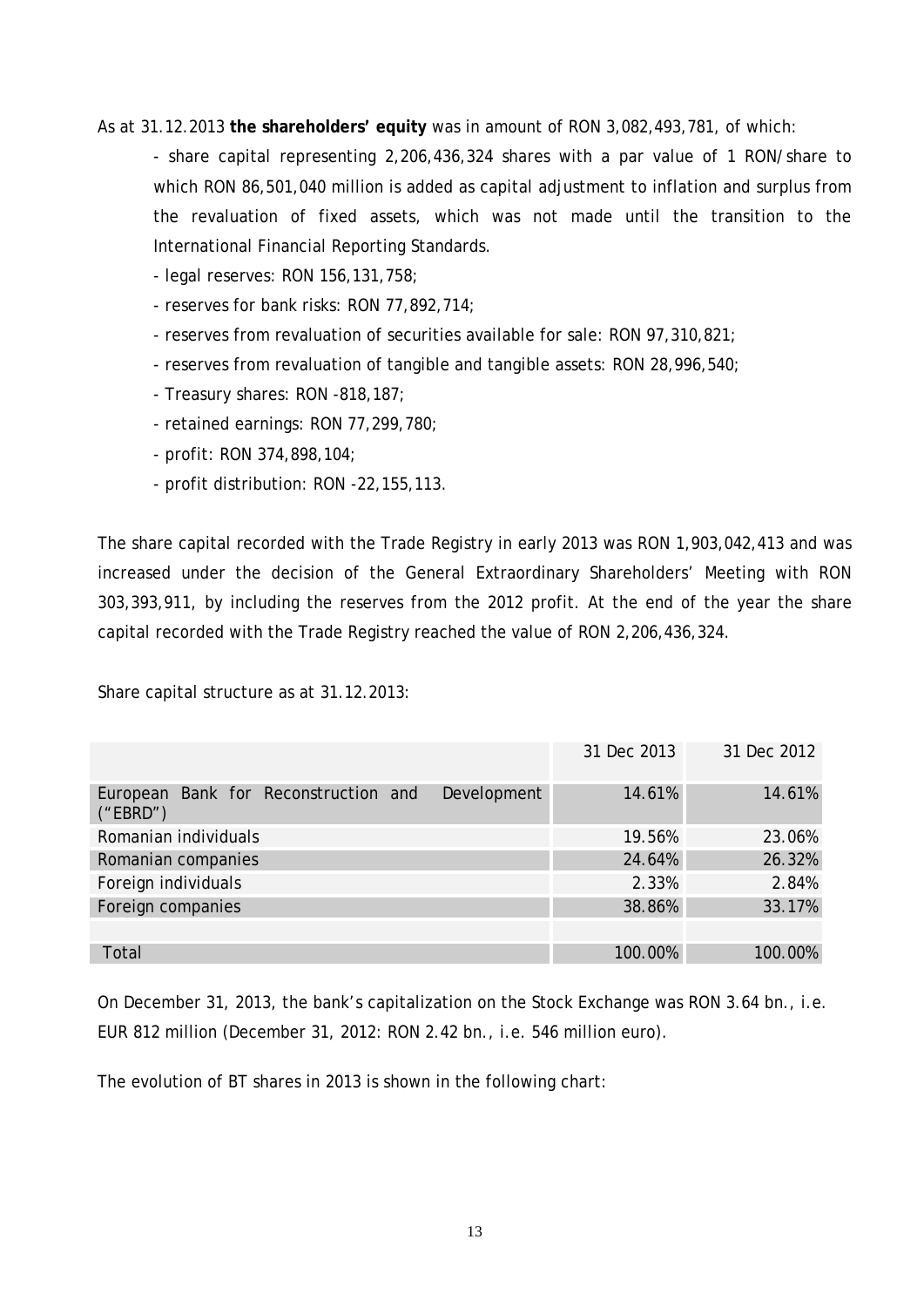As at 31.12.2013 **the shareholders' equity** was in amount of RON 3,082,493,781, of which:

- share capital representing 2,206,436,324 shares with a par value of 1 RON/share to which RON 86,501,040 million is added as capital adjustment to inflation and surplus from the revaluation of fixed assets, which was not made until the transition to the International Financial Reporting Standards.
- legal reserves: RON 156,131,758;
- reserves for bank risks: RON 77,892,714;
- reserves from revaluation of securities available for sale: RON 97,310,821;
- reserves from revaluation of tangible and tangible assets: RON 28,996,540;
- Treasury shares: RON -818,187;
- retained earnings: RON 77,299,780;
- profit: RON 374,898,104;
- profit distribution: RON -22,155,113.

The share capital recorded with the Trade Registry in early 2013 was RON 1,903,042,413 and was increased under the decision of the General Extraordinary Shareholders' Meeting with RON 303,393,911, by including the reserves from the 2012 profit. At the end of the year the share capital recorded with the Trade Registry reached the value of RON 2,206,436,324.

Share capital structure as at 31.12.2013:

| | 31 Dec 2013 | 31 Dec 2012 |
|---|---|---|
| European Bank for Reconstruction and Development ("EBRD") | 14.61% | 14.61% |
| Romanian individuals | 19.56% | 23.06% |
| Romanian companies | 24.64% | 26.32% |
| Foreign individuals | 2.33% | 2.84% |
| Foreign companies | 38.86% | 33.17% |
| | | |
| Total | 100.00% | 100.00% |

On December 31, 2013, the bank's capitalization on the Stock Exchange was RON 3.64 bn., i.e. EUR 812 million (December 31, 2012: RON 2.42 bn., i.e. 546 million euro).

The evolution of BT shares in 2013 is shown in the following chart: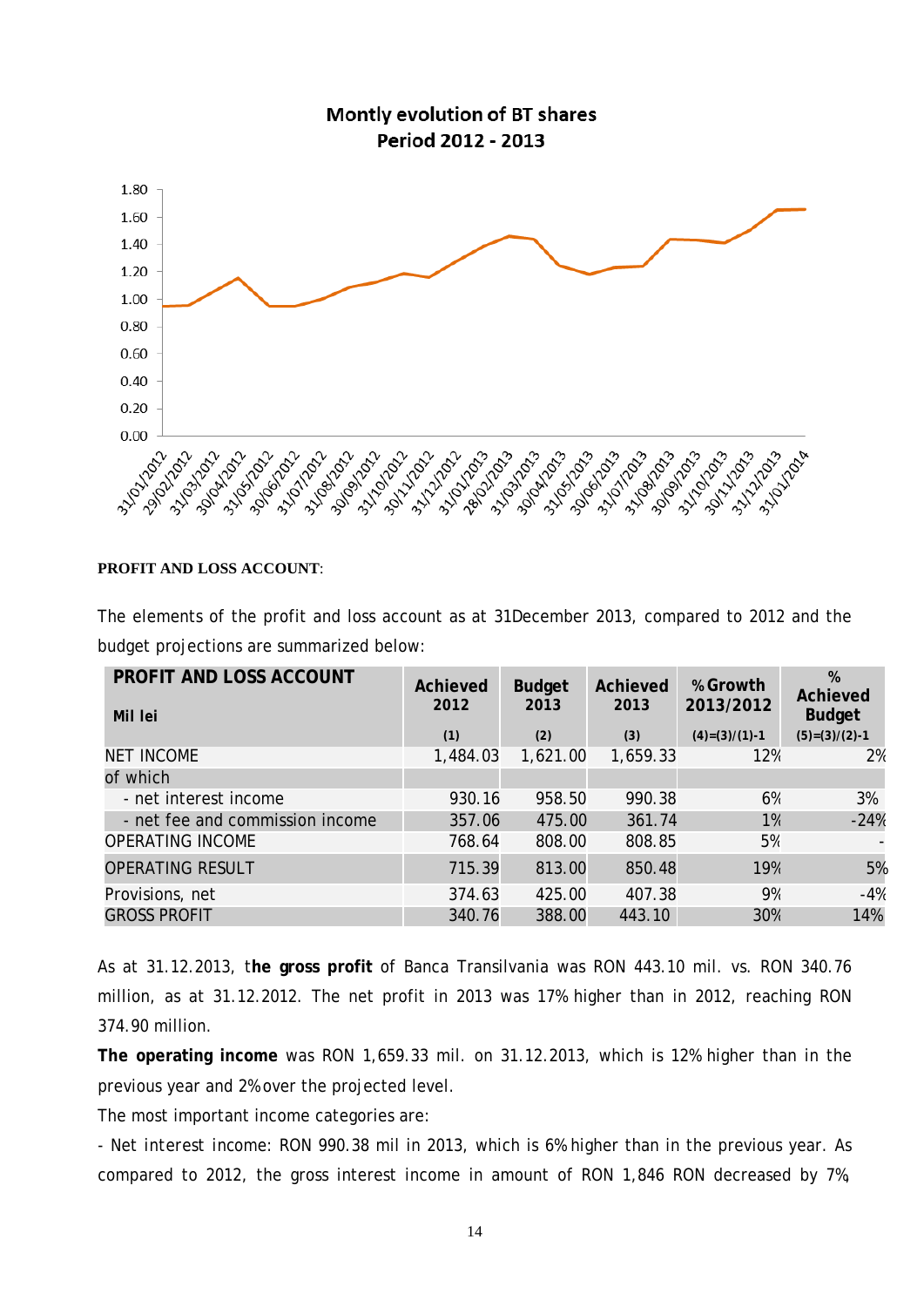Montly evolution of BT shares
Period 2012 - 2013

**PROFIT AND LOSS ACCOUNT**:

The elements of the profit and loss account as at 31December 2013, compared to 2012 and the budget projections are summarized below:

| PROFIT AND LOSS ACCOUNT<br>Mil lei | Achieved 2012<br>(1) | Budget 2013<br>(2) | Achieved 2013<br>(3) | % Growth 2013/2012<br>(4)=(3)/(1)-1 | % Achieved Budget<br>(5)=(3)/(2)-1 |
|---|---|---|---|---|---|
| NET INCOME | 1,484.03 | 1,621.00 | 1,659.33 | 12% | 2% |
| of which | | | | | |
| - net interest income | 930.16 | 958.50 | 990.38 | 6% | 3% |
| - net fee and commission income | 357.06 | 475.00 | 361.74 | 1% | -24% |
| OPERATING INCOME | 768.64 | 808.00 | 808.85 | 5% | - |
| OPERATING RESULT | 715.39 | 813.00 | 850.48 | 19% | 5% |
| Provisions, net | 374.63 | 425.00 | 407.38 | 9% | -4% |
| GROSS PROFIT | 340.76 | 388.00 | 443.10 | 30% | 14% |

As at 31.12.2013, t**he gross profit** of Banca Transilvania was RON 443.10 mil. vs. RON 340.76 million, as at 31.12.2012. The net profit in 2013 was 17% higher than in 2012, reaching RON 374.90 million.

**The operating income** was RON 1,659.33 mil. on 31.12.2013, which is 12% higher than in the previous year and 2% over the projected level.

The most important income categories are:

- Net interest income: RON 990.38 mil in 2013, which is 6% higher than in the previous year. As compared to 2012, the gross interest income in amount of RON 1,846 RON decreased by 7%,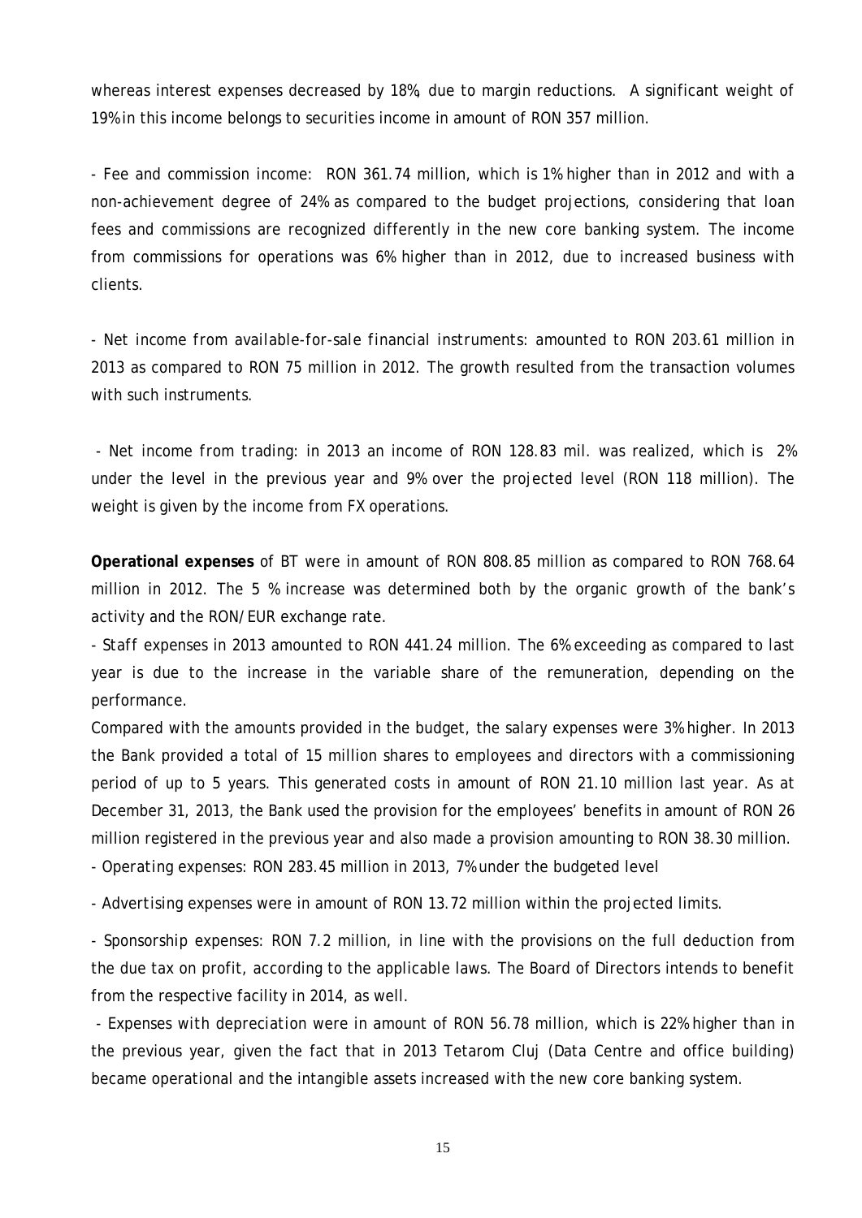whereas interest expenses decreased by 18%, due to margin reductions. A significant weight of 19% in this income belongs to securities income in amount of RON 357 million.

- *Fee and commission income*: RON 361.74 million, which is 1% higher than in 2012 and with a non-achievement degree of 24% as compared to the budget projections, considering that loan fees and commissions are recognized differently in the new core banking system. The income from commissions for operations was 6% higher than in 2012, due to increased business with clients.

- *Net income from available-for-sale financial instruments*: amounted to RON 203.61 million in 2013 as compared to RON 75 million in 2012. The growth resulted from the transaction volumes with such instruments.

- *Net income from trading*: in 2013 an income of RON 128.83 mil. was realized, which is 2% under the level in the previous year and 9% over the projected level (RON 118 million). The weight is given by the income from FX operations.

**Operational expenses** of BT were in amount of RON 808.85 million as compared to RON 768.64 million in 2012. The 5 % increase was determined both by the organic growth of the bank's activity and the RON/EUR exchange rate.

- *Staff expenses* in 2013 amounted to RON 441.24 million. The 6% exceeding as compared to last year is due to the increase in the variable share of the remuneration, depending on the performance.

Compared with the amounts provided in the budget, the salary expenses were 3% higher. In 2013 the Bank provided a total of 15 million shares to employees and directors with a commissioning period of up to 5 years. This generated costs in amount of RON 21.10 million last year. As at December 31, 2013, the Bank used the provision for the employees' benefits in amount of RON 26 million registered in the previous year and also made a provision amounting to RON 38.30 million.

- *Operating expenses*: RON 283.45 million in 2013, 7% under the budgeted level

- *Advertising expenses* were in amount of RON 13.72 million within the projected limits.

- *Sponsorship expenses*: RON 7.2 million, in line with the provisions on the full deduction from the due tax on profit, according to the applicable laws. The Board of Directors intends to benefit from the respective facility in 2014, as well.

- *Expenses with depreciation* were in amount of RON 56.78 million, which is 22% higher than in the previous year, given the fact that in 2013 Tetarom Cluj (Data Centre and office building) became operational and the intangible assets increased with the new core banking system.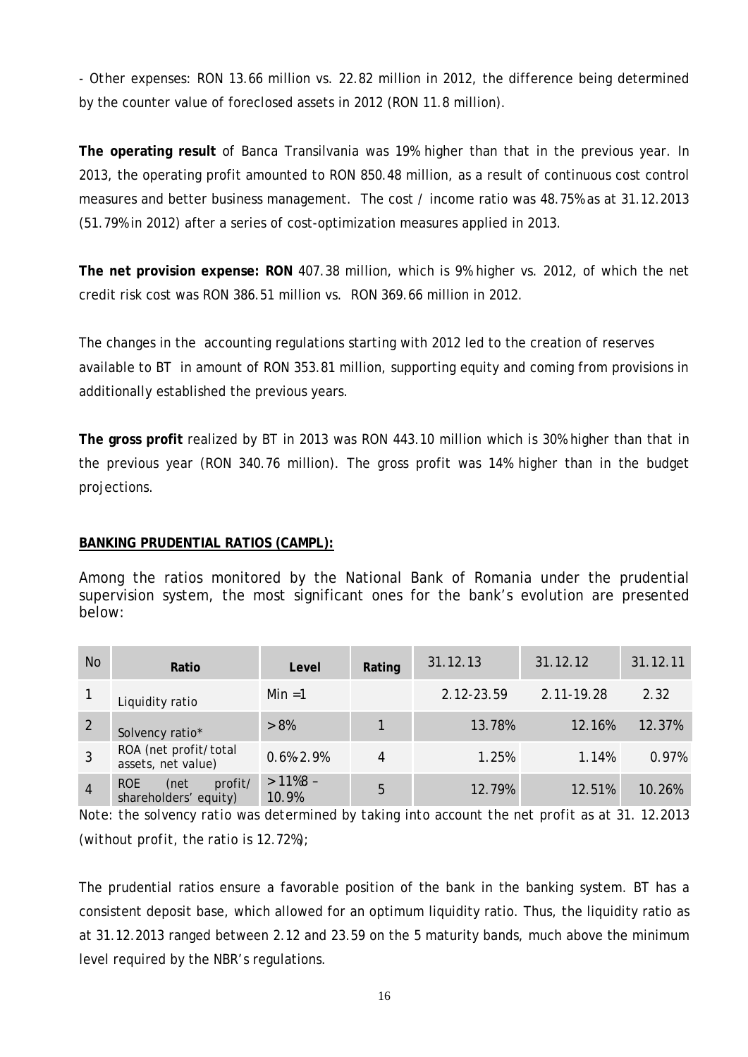- Other expenses: RON 13.66 million vs. 22.82 million in 2012, the difference being determined by the counter value of foreclosed assets in 2012 (RON 11.8 million).

**The operating result** of Banca Transilvania was 19% higher than that in the previous year. In 2013, the operating profit amounted to RON 850.48 million, as a result of continuous cost control measures and better business management. The cost / income ratio was 48.75% as at 31.12.2013 (51.79% in 2012) after a series of cost-optimization measures applied in 2013.

**The net provision expense: RON** 407.38 million, which is 9% higher vs. 2012, of which the net credit risk cost was RON 386.51 million vs. RON 369.66 million in 2012.

The changes in the accounting regulations starting with 2012 led to the creation of reserves available to BT in amount of RON 353.81 million, supporting equity and coming from provisions in additionally established the previous years.

**The gross profit** realized by BT in 2013 was RON 443.10 million which is 30% higher than that in the previous year (RON 340.76 million). The gross profit was 14% higher than in the budget projections.

**BANKING PRUDENTIAL RATIOS (CAMPL):**

Among the ratios monitored by the National Bank of Romania under the prudential supervision system, the most significant ones for the bank's evolution are presented below:

| No | Ratio | Level | Rating | 31.12.13 | 31.12.12 | 31.12.11 |
|---|---|---|---|---|---|---|
| 1 | Liquidity ratio | Min =1 | | 2.12-23.59 | 2.11-19.28 | 2.32 |
| 2 | Solvency ratio* | > 8% | 1 | 13.78% | 12.16% | 12.37% |
| 3 | ROA (net profit/total assets, net value) | 0.6%-2.9% | 4 | 1.25% | 1.14% | 0.97% |
| 4 | ROE (net profit/ shareholders' equity) | > 11%8 – 10.9% | 5 | 12.79% | 12.51% | 10.26% |

*Note: the solvency ratio was determined by taking into account the net profit as at 31. 12.2013 (without profit, the ratio is 12.72%);*

The prudential ratios ensure a favorable position of the bank in the banking system. BT has a consistent deposit base, which allowed for an optimum liquidity ratio. Thus, the liquidity ratio as at 31.12.2013 ranged between 2.12 and 23.59 on the 5 maturity bands, much above the minimum level required by the NBR's regulations.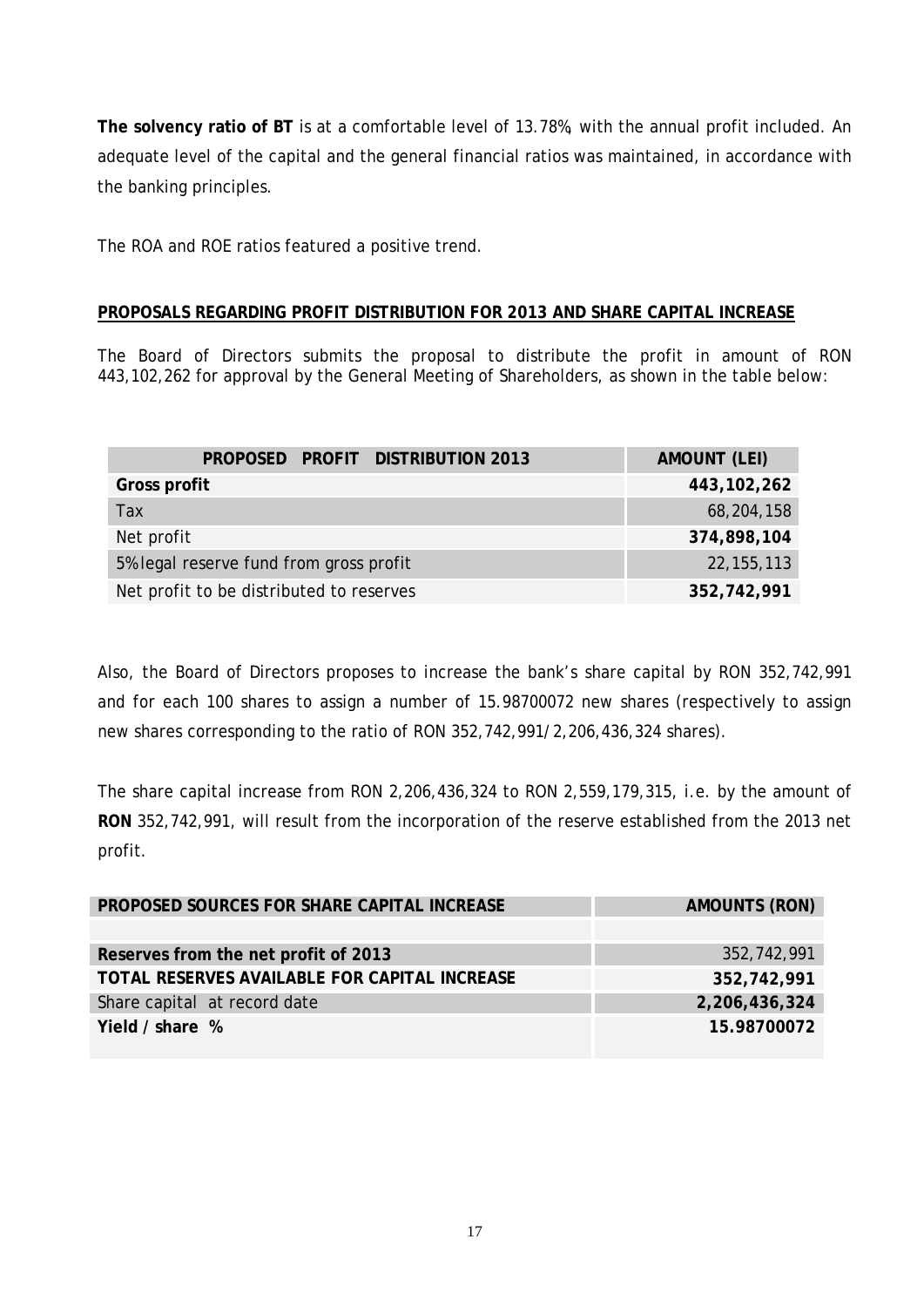**The solvency ratio of BT** is at a comfortable level of 13.78%, with the annual profit included. An adequate level of the capital and the general financial ratios was maintained, in accordance with the banking principles.

The ROA and ROE ratios featured a positive trend.

## PROPOSALS REGARDING PROFIT DISTRIBUTION FOR 2013 AND SHARE CAPITAL INCREASE

The Board of Directors submits the proposal to distribute the profit in amount of RON 443,102,262 for approval by the General Meeting of Shareholders, as shown in the table below:

| PROPOSED PROFIT DISTRIBUTION 2013 | AMOUNT (LEI) |
|---|---|
| **Gross profit** | **443,102,262** |
| Tax | 68,204,158 |
| Net profit | **374,898,104** |
| 5% legal reserve fund from gross profit | 22,155,113 |
| Net profit to be distributed to reserves | **352,742,991** |

Also, the Board of Directors proposes to increase the bank's share capital by RON 352,742,991 and for each 100 shares to assign a number of 15.98700072 new shares (respectively to assign new shares corresponding to the ratio of RON 352,742,991/2,206,436,324 shares).

The share capital increase from RON 2,206,436,324 to RON 2,559,179,315, i.e. by the amount of **RON** 352,742,991, will result from the incorporation of the reserve established from the 2013 net profit.

| PROPOSED SOURCES FOR SHARE CAPITAL INCREASE | AMOUNTS (RON) |
|---|---|
| | |
| **Reserves from the net profit of 2013** | 352,742,991 |
| **TOTAL RESERVES AVAILABLE FOR CAPITAL INCREASE** | **352,742,991** |
| Share capital at record date | **2,206,436,324** |
| **Yield / share %** | **15.98700072** |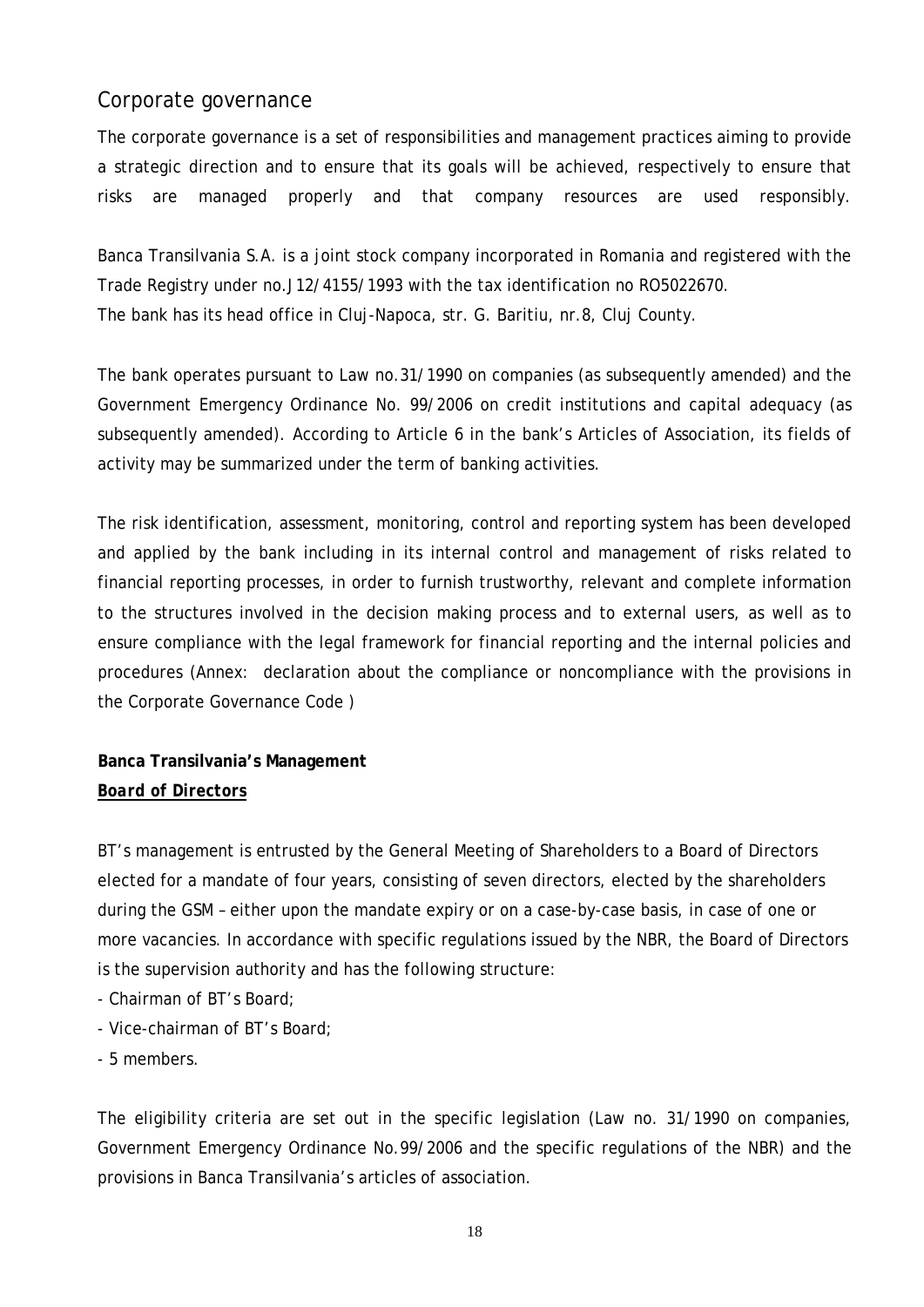## Corporate governance

The corporate governance is a set of responsibilities and management practices aiming to provide a strategic direction and to ensure that its goals will be achieved, respectively to ensure that risks are managed properly and that company resources are used responsibly.

Banca Transilvania S.A. is a joint stock company incorporated in Romania and registered with the Trade Registry under no.J12/4155/1993 with the tax identification no RO5022670.
The bank has its head office in Cluj-Napoca, str. G. Baritiu, nr.8, Cluj County.

The bank operates pursuant to Law no.31/1990 on companies (as subsequently amended) and the Government Emergency Ordinance No. 99/2006 on credit institutions and capital adequacy (as subsequently amended). According to Article 6 in the bank's Articles of Association, its fields of activity may be summarized under the term of banking activities.

The risk identification, assessment, monitoring, control and reporting system has been developed and applied by the bank including in its internal control and management of risks related to financial reporting processes, in order to furnish trustworthy, relevant and complete information to the structures involved in the decision making process and to external users, as well as to ensure compliance with the legal framework for financial reporting and the internal policies and procedures (Annex: declaration about the compliance or noncompliance with the provisions in the Corporate Governance Code )

**Banca Transilvania's Management**

***Board of Directors***

BT's management is entrusted by the General Meeting of Shareholders to a Board of Directors elected for a mandate of four years, consisting of seven directors, elected by the shareholders during the GSM – either upon the mandate expiry or on a case-by-case basis, in case of one or more vacancies. In accordance with specific regulations issued by the NBR, the Board of Directors is the supervision authority and has the following structure:

- Chairman of BT's Board;
- Vice-chairman of BT's Board;
- 5 members.

The eligibility criteria are set out in the specific legislation (Law no. 31/1990 on companies, Government Emergency Ordinance No.99/2006 and the specific regulations of the NBR) and the provisions in Banca Transilvania's articles of association.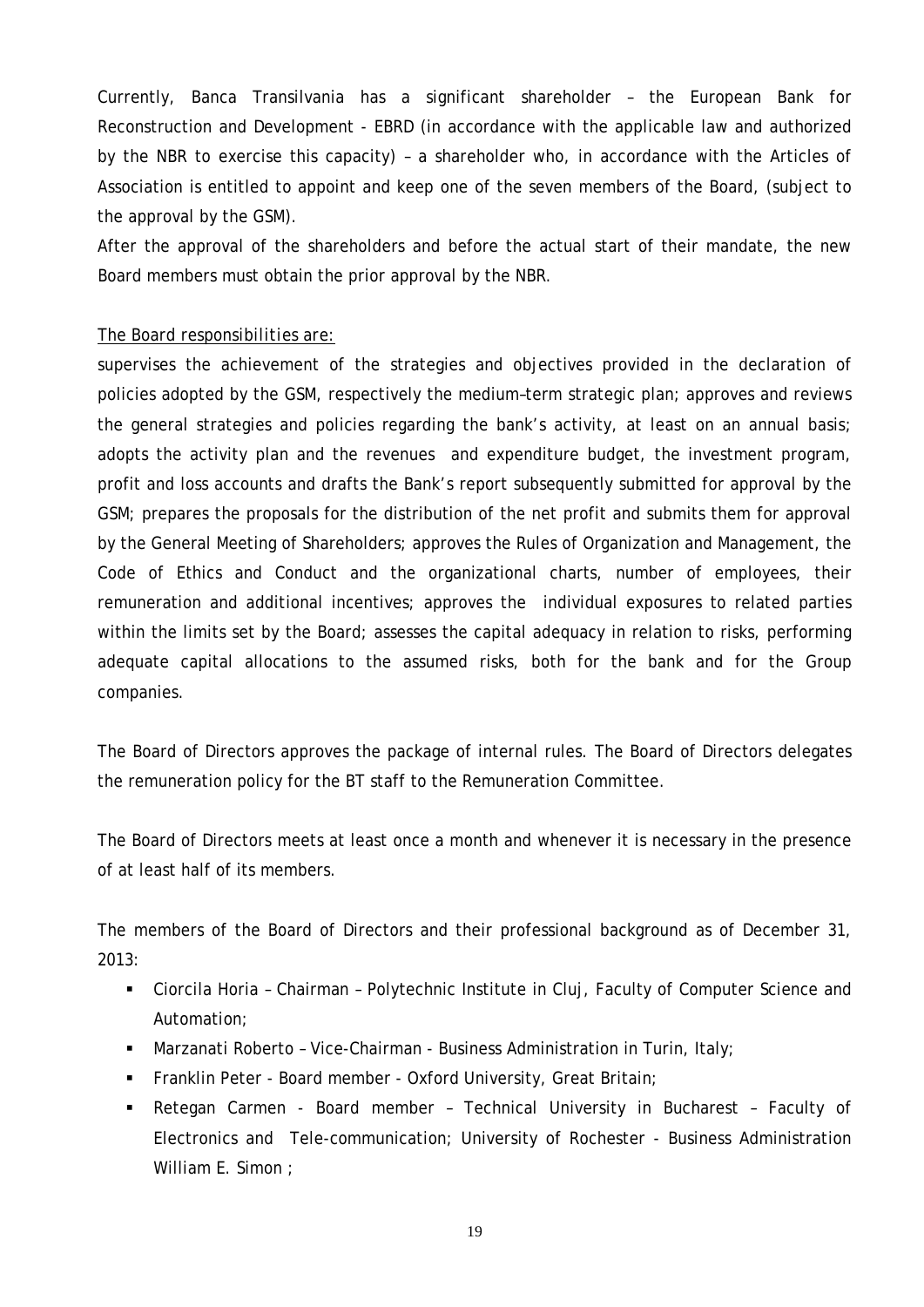Currently, Banca Transilvania has a significant shareholder – the European Bank for Reconstruction and Development - EBRD (in accordance with the applicable law and authorized by the NBR to exercise this capacity) – a shareholder who, in accordance with the Articles of Association is entitled to appoint and keep one of the seven members of the Board, (subject to the approval by the GSM).

After the approval of the shareholders and before the actual start of their mandate, the new Board members must obtain the prior approval by the NBR.

<u>The Board responsibilities are:</u>

supervises the achievement of the strategies and objectives provided in the declaration of policies adopted by the GSM, respectively the medium–term strategic plan; approves and reviews the general strategies and policies regarding the bank's activity, at least on an annual basis; adopts the activity plan and the revenues and expenditure budget, the investment program, profit and loss accounts and drafts the Bank's report subsequently submitted for approval by the GSM; prepares the proposals for the distribution of the net profit and submits them for approval by the General Meeting of Shareholders; approves the Rules of Organization and Management, the Code of Ethics and Conduct and the organizational charts, number of employees, their remuneration and additional incentives; approves the individual exposures to related parties within the limits set by the Board; assesses the capital adequacy in relation to risks, performing adequate capital allocations to the assumed risks, both for the bank and for the Group companies.

The Board of Directors approves the package of internal rules. The Board of Directors delegates the remuneration policy for the BT staff to the Remuneration Committee.

The Board of Directors meets at least once a month and whenever it is necessary in the presence of at least half of its members.

The members of the Board of Directors and their professional background as of December 31, 2013:

- Ciorcila Horia – Chairman – Polytechnic Institute in Cluj, Faculty of Computer Science and Automation;
- Marzanati Roberto – Vice-Chairman - Business Administration in Turin, Italy;
- Franklin Peter - Board member - Oxford University, Great Britain;
- Retegan Carmen - Board member – Technical University in Bucharest – Faculty of Electronics and Tele-communication; University of Rochester - Business Administration William E. Simon ;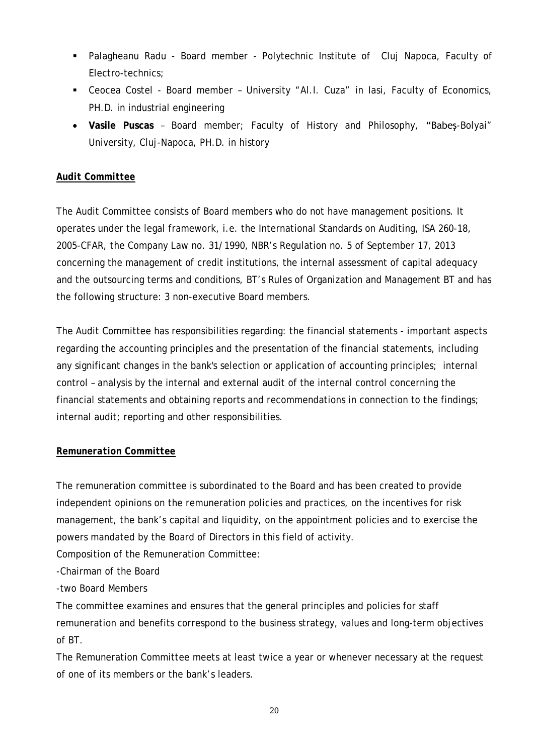- Palagheanu Radu - Board member - Polytechnic Institute of Cluj Napoca, Faculty of Electro-technics;
- Ceocea Costel - Board member – University "Al.I. Cuza" in Iasi, Faculty of Economics, PH.D. in industrial engineering
- **Vasile Puscas** – Board member; Faculty of History and Philosophy, "Babeş-Bolyai" University, Cluj-Napoca, PH.D. in history

**Audit Committee**

The Audit Committee consists of Board members who do not have management positions. It operates under the legal framework, i.e. the International Standards on Auditing, ISA 260-18, 2005-CFAR, the Company Law no. 31/1990, NBR's Regulation no. 5 of September 17, 2013 concerning the management of credit institutions, the internal assessment of capital adequacy and the outsourcing terms and conditions, BT's Rules of Organization and Management BT and has the following structure: 3 non-executive Board members.

The Audit Committee has responsibilities regarding: the financial statements - important aspects regarding the accounting principles and the presentation of the financial statements, including any significant changes in the bank's selection or application of accounting principles; internal control – analysis by the internal and external audit of the internal control concerning the financial statements and obtaining reports and recommendations in connection to the findings; internal audit; reporting and other responsibilities.

***Remuneration Committee***

The remuneration committee is subordinated to the Board and has been created to provide independent opinions on the remuneration policies and practices, on the incentives for risk management, the bank's capital and liquidity, on the appointment policies and to exercise the powers mandated by the Board of Directors in this field of activity.

Composition of the Remuneration Committee:

-Chairman of the Board

-two Board Members

The committee examines and ensures that the general principles and policies for staff remuneration and benefits correspond to the business strategy, values and long-term objectives of BT.

The Remuneration Committee meets at least twice a year or whenever necessary at the request of one of its members or the bank's leaders.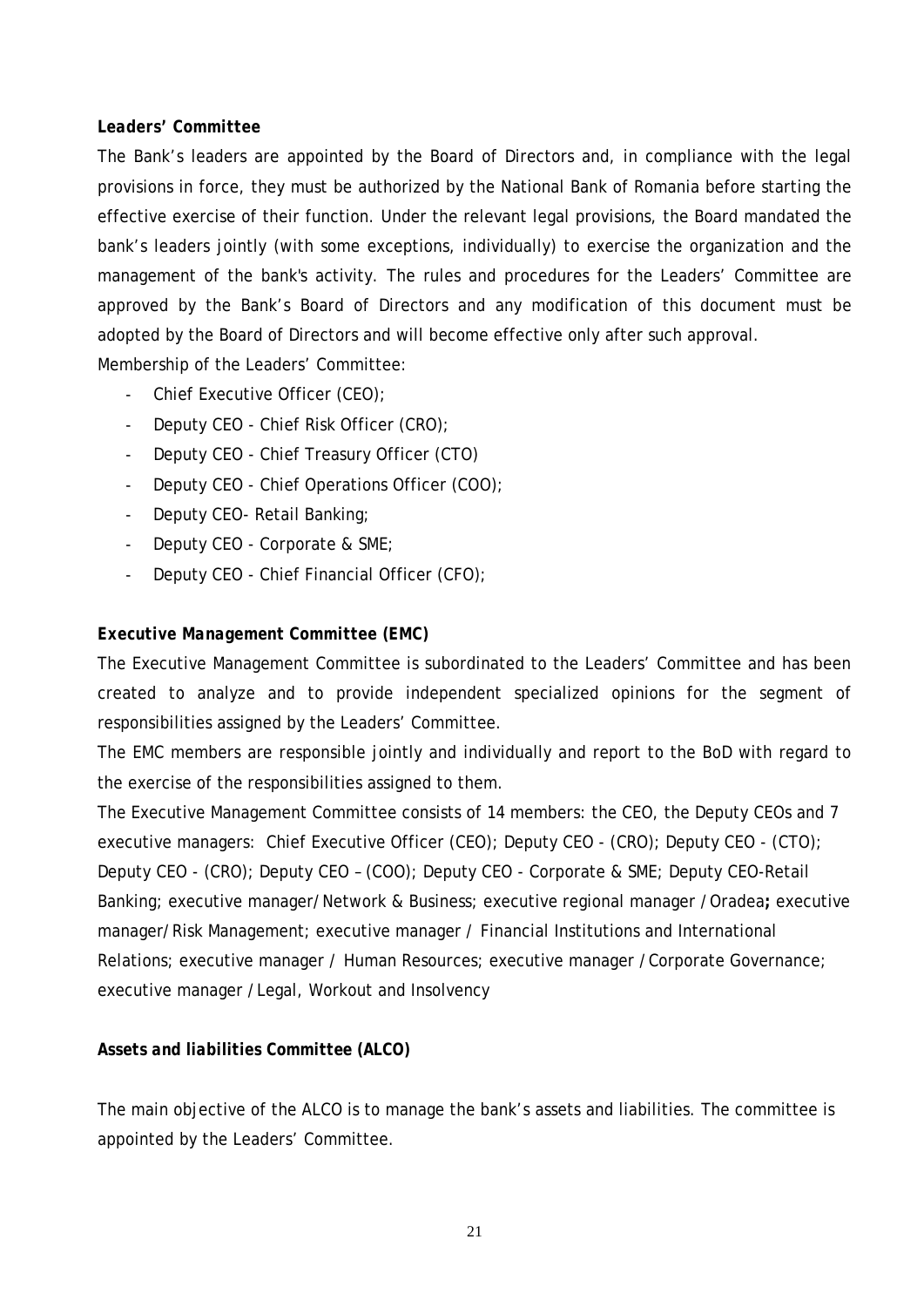***Leaders' Committee***

The Bank's leaders are appointed by the Board of Directors and, in compliance with the legal provisions in force, they must be authorized by the National Bank of Romania before starting the effective exercise of their function. Under the relevant legal provisions, the Board mandated the bank's leaders jointly (with some exceptions, individually) to exercise the organization and the management of the bank's activity. The rules and procedures for the Leaders' Committee are approved by the Bank's Board of Directors and any modification of this document must be adopted by the Board of Directors and will become effective only after such approval.

Membership of the Leaders' Committee:

- Chief Executive Officer (CEO);
- Deputy CEO - Chief Risk Officer (CRO);
- Deputy CEO - Chief Treasury Officer (CTO)
- Deputy CEO - Chief Operations Officer (COO);
- Deputy CEO- Retail Banking;
- Deputy CEO - Corporate & SME;
- Deputy CEO - Chief Financial Officer (CFO);

***Executive Management Committee (EMC)***

The Executive Management Committee is subordinated to the Leaders' Committee and has been created to analyze and to provide independent specialized opinions for the segment of responsibilities assigned by the Leaders' Committee.

The EMC members are responsible jointly and individually and report to the BoD with regard to the exercise of the responsibilities assigned to them.

The Executive Management Committee consists of 14 members: the CEO, the Deputy CEOs and 7 executive managers: Chief Executive Officer (CEO); Deputy CEO - (CRO); Deputy CEO - (CTO); Deputy CEO - (CRO); Deputy CEO – (COO); Deputy CEO - Corporate & SME; Deputy CEO-Retail Banking; executive manager/Network & Business; executive regional manager / Oradea**;** executive manager/Risk Management; executive manager / Financial Institutions and International Relations; executive manager / Human Resources; executive manager / Corporate Governance; executive manager / Legal, Workout and Insolvency

***Assets and liabilities Committee (ALCO)***

The main objective of the ALCO is to manage the bank's assets and liabilities. The committee is appointed by the Leaders' Committee.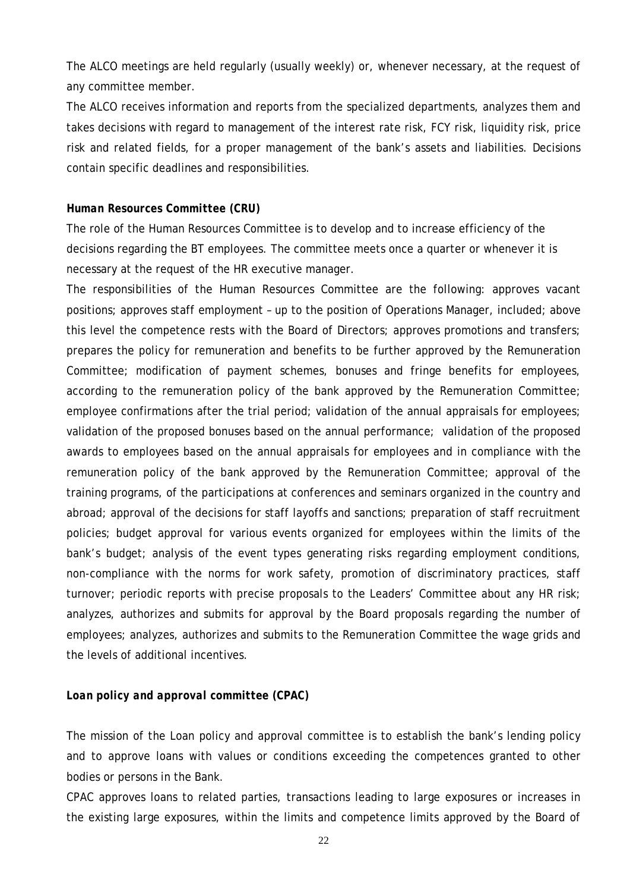The ALCO meetings are held regularly (usually weekly) or, whenever necessary, at the request of any committee member.

The ALCO receives information and reports from the specialized departments, analyzes them and takes decisions with regard to management of the interest rate risk, FCY risk, liquidity risk, price risk and related fields, for a proper management of the bank's assets and liabilities. Decisions contain specific deadlines and responsibilities.

***Human Resources Committee (CRU)***

The role of the Human Resources Committee is to develop and to increase efficiency of the decisions regarding the BT employees. The committee meets once a quarter or whenever it is necessary at the request of the HR executive manager.

The responsibilities of the Human Resources Committee are the following: approves vacant positions; approves staff employment – up to the position of Operations Manager, included; above this level the competence rests with the Board of Directors; approves promotions and transfers; prepares the policy for remuneration and benefits to be further approved by the Remuneration Committee; modification of payment schemes, bonuses and fringe benefits for employees, according to the remuneration policy of the bank approved by the Remuneration Committee; employee confirmations after the trial period; validation of the annual appraisals for employees; validation of the proposed bonuses based on the annual performance; validation of the proposed awards to employees based on the annual appraisals for employees and in compliance with the remuneration policy of the bank approved by the Remuneration Committee; approval of the training programs, of the participations at conferences and seminars organized in the country and abroad; approval of the decisions for staff layoffs and sanctions; preparation of staff recruitment policies; budget approval for various events organized for employees within the limits of the bank's budget; analysis of the event types generating risks regarding employment conditions, non-compliance with the norms for work safety, promotion of discriminatory practices, staff turnover; periodic reports with precise proposals to the Leaders' Committee about any HR risk; analyzes, authorizes and submits for approval by the Board proposals regarding the number of employees; analyzes, authorizes and submits to the Remuneration Committee the wage grids and the levels of additional incentives.

***Loan policy and approval committee (CPAC)***

The mission of the Loan policy and approval committee is to establish the bank's lending policy and to approve loans with values or conditions exceeding the competences granted to other bodies or persons in the Bank.

CPAC approves loans to related parties, transactions leading to large exposures or increases in the existing large exposures, within the limits and competence limits approved by the Board of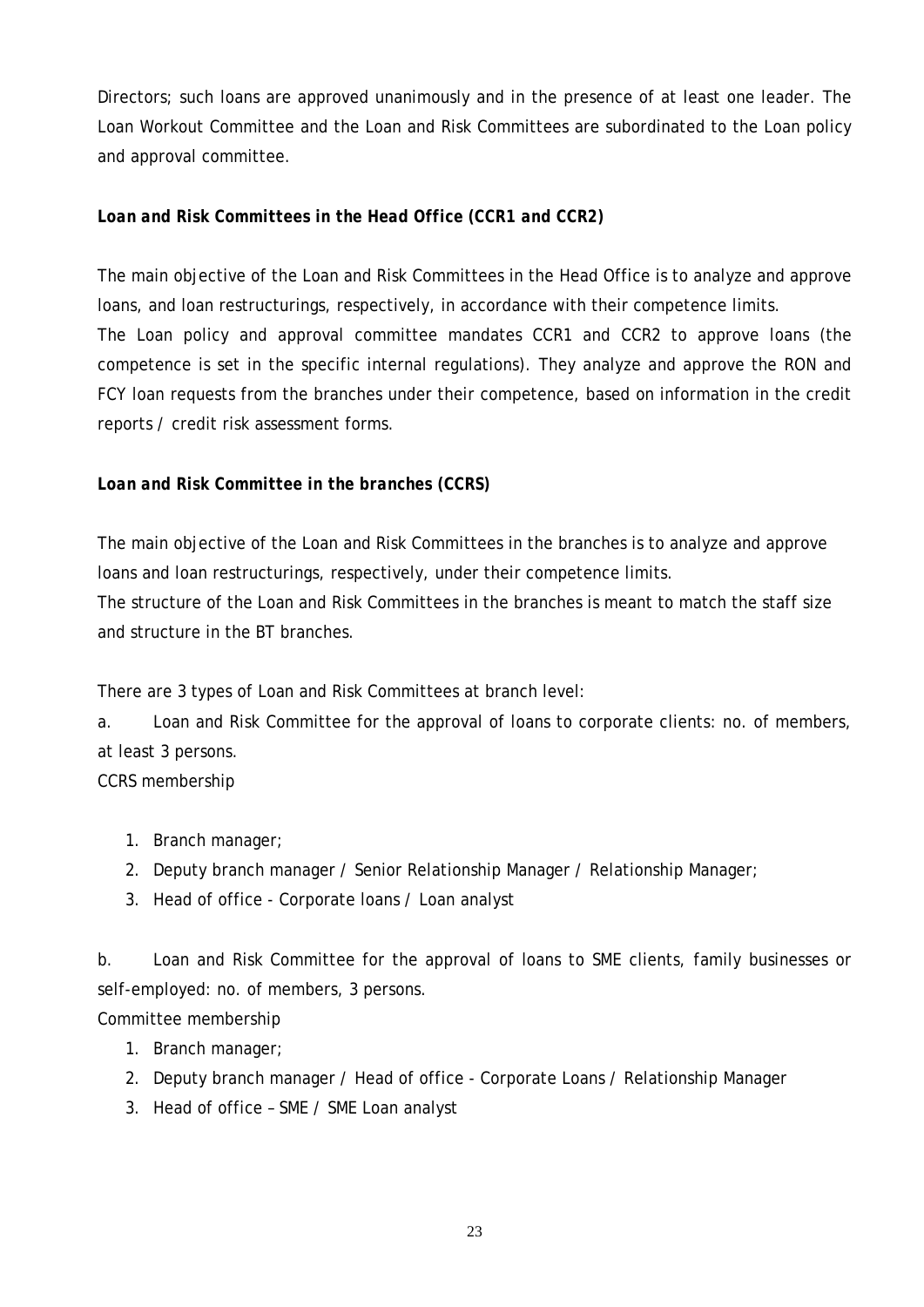Directors; such loans are approved unanimously and in the presence of at least one leader. The Loan Workout Committee and the Loan and Risk Committees are subordinated to the Loan policy and approval committee.

***Loan and Risk Committees in the Head Office (CCR1 and CCR2)***

The main objective of the Loan and Risk Committees in the Head Office is to analyze and approve loans, and loan restructurings, respectively, in accordance with their competence limits.
The Loan policy and approval committee mandates CCR1 and CCR2 to approve loans (the competence is set in the specific internal regulations). They analyze and approve the RON and FCY loan requests from the branches under their competence, based on information in the credit reports / credit risk assessment forms.

***Loan and Risk Committee in the branches (CCRS)***

The main objective of the Loan and Risk Committees in the branches is to analyze and approve loans and loan restructurings, respectively, under their competence limits.
The structure of the Loan and Risk Committees in the branches is meant to match the staff size and structure in the BT branches.

There are 3 types of Loan and Risk Committees at branch level:

a. Loan and Risk Committee for the approval of loans to corporate clients: no. of members, at least 3 persons.
CCRS membership

1. Branch manager;
2. Deputy branch manager / Senior Relationship Manager / Relationship Manager;
3. Head of office - Corporate loans / Loan analyst

b. Loan and Risk Committee for the approval of loans to SME clients, family businesses or self-employed: no. of members, 3 persons.
Committee membership

1. Branch manager;
2. Deputy branch manager / Head of office - Corporate Loans / Relationship Manager
3. Head of office – SME / SME Loan analyst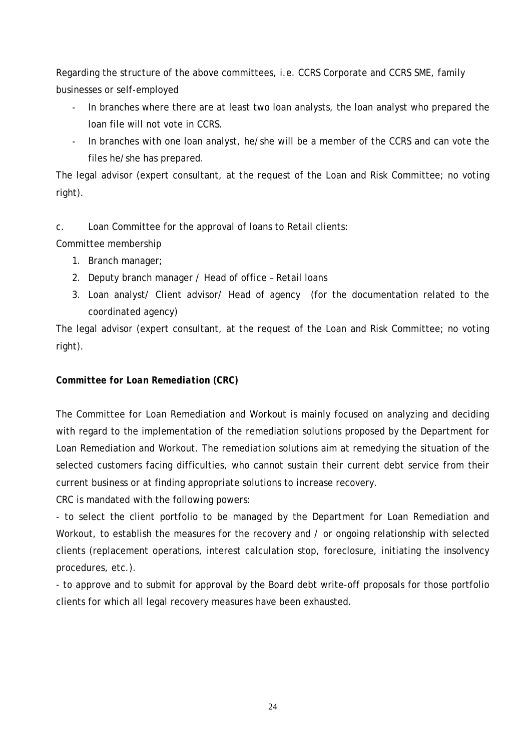Regarding the structure of the above committees, i.e. CCRS Corporate and CCRS SME, family businesses or self-employed

- In branches where there are at least two loan analysts, the loan analyst who prepared the loan file will not vote in CCRS.
- In branches with one loan analyst, he/she will be a member of the CCRS and can vote the files he/she has prepared.

The legal advisor (expert consultant, at the request of the Loan and Risk Committee; no voting right).

c. Loan Committee for the approval of loans to Retail clients:

Committee membership

1. Branch manager;
2. Deputy branch manager / Head of office – Retail loans
3. Loan analyst/ Client advisor/ Head of agency (for the documentation related to the coordinated agency)

The legal advisor (expert consultant, at the request of the Loan and Risk Committee; no voting right).

***Committee for Loan Remediation (CRC)***

The Committee for Loan Remediation and Workout is mainly focused on analyzing and deciding with regard to the implementation of the remediation solutions proposed by the Department for Loan Remediation and Workout. The remediation solutions aim at remedying the situation of the selected customers facing difficulties, who cannot sustain their current debt service from their current business or at finding appropriate solutions to increase recovery.

CRC is mandated with the following powers:

- to select the client portfolio to be managed by the Department for Loan Remediation and Workout, to establish the measures for the recovery and / or ongoing relationship with selected clients (replacement operations, interest calculation stop, foreclosure, initiating the insolvency procedures, etc.).
- to approve and to submit for approval by the Board debt write-off proposals for those portfolio clients for which all legal recovery measures have been exhausted.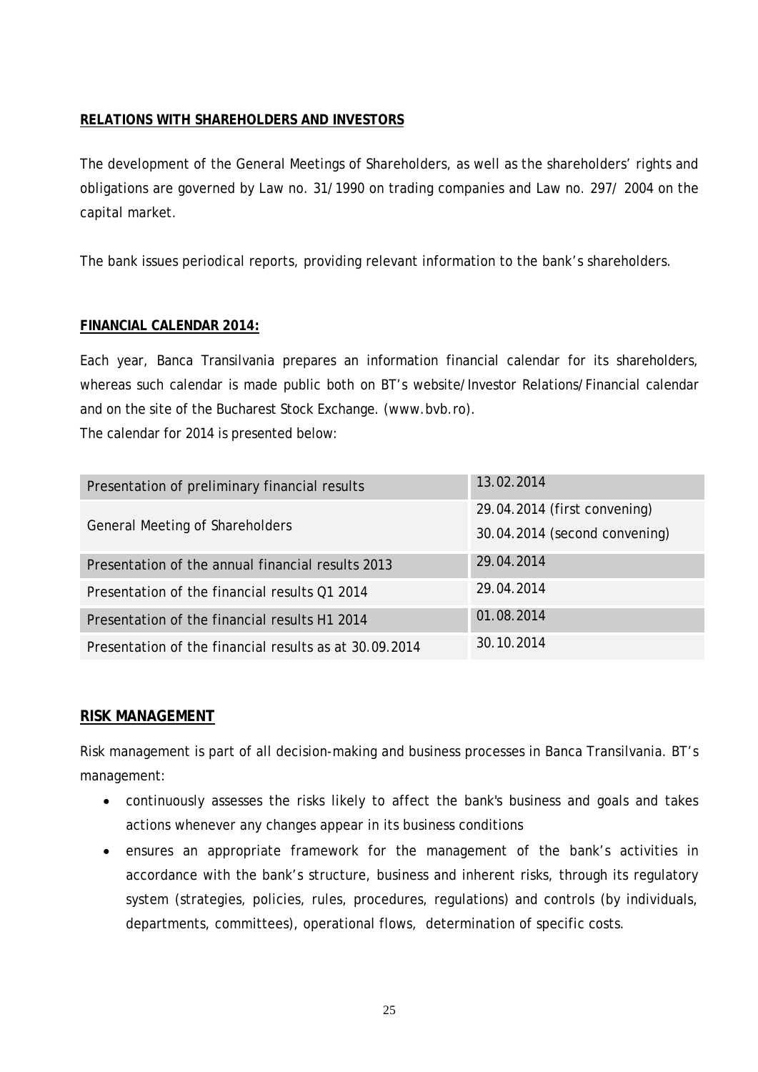**RELATIONS WITH SHAREHOLDERS AND INVESTORS**

The development of the General Meetings of Shareholders, as well as the shareholders' rights and obligations are governed by Law no. 31/1990 on trading companies and Law no. 297/ 2004 on the capital market.

The bank issues periodical reports, providing relevant information to the bank's shareholders.

**FINANCIAL CALENDAR 2014:**

Each year, Banca Transilvania prepares an information financial calendar for its shareholders, whereas such calendar is made public both on BT's website/Investor Relations/Financial calendar and on the site of the Bucharest Stock Exchange. (www.bvb.ro).
The calendar for 2014 is presented below:

| | |
|---|---|
| Presentation of preliminary financial results | 13.02.2014 |
| General Meeting of Shareholders | 29.04.2014 (first convening)<br>30.04.2014 (second convening) |
| Presentation of the annual financial results 2013 | 29.04.2014 |
| Presentation of the financial results Q1 2014 | 29.04.2014 |
| Presentation of the financial results H1 2014 | 01.08.2014 |
| Presentation of the financial results as at 30.09.2014 | 30.10.2014 |

**RISK MANAGEMENT**

Risk management is part of all decision-making and business processes in Banca Transilvania. BT's management:

- continuously assesses the risks likely to affect the bank's business and goals and takes actions whenever any changes appear in its business conditions
- ensures an appropriate framework for the management of the bank's activities in accordance with the bank's structure, business and inherent risks, through its regulatory system (strategies, policies, rules, procedures, regulations) and controls (by individuals, departments, committees), operational flows, determination of specific costs.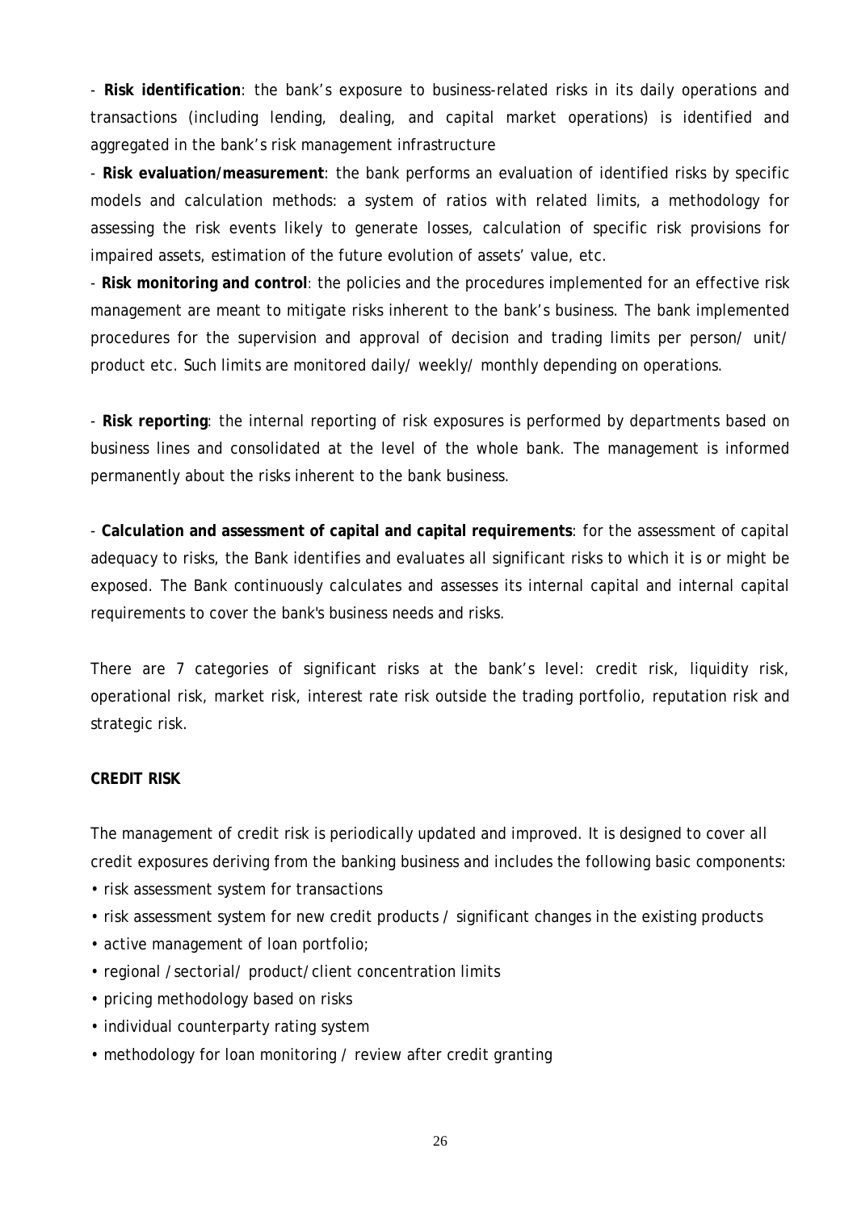- **Risk identification**: the bank's exposure to business-related risks in its daily operations and transactions (including lending, dealing, and capital market operations) is identified and aggregated in the bank's risk management infrastructure

- **Risk evaluation/measurement**: the bank performs an evaluation of identified risks by specific models and calculation methods: a system of ratios with related limits, a methodology for assessing the risk events likely to generate losses, calculation of specific risk provisions for impaired assets, estimation of the future evolution of assets' value, etc.

- **Risk monitoring and control**: the policies and the procedures implemented for an effective risk management are meant to mitigate risks inherent to the bank's business. The bank implemented procedures for the supervision and approval of decision and trading limits per person/ unit/ product etc. Such limits are monitored daily/ weekly/ monthly depending on operations.

- **Risk reporting**: the internal reporting of risk exposures is performed by departments based on business lines and consolidated at the level of the whole bank. The management is informed permanently about the risks inherent to the bank business.

- **Calculation and assessment of capital and capital requirements**: for the assessment of capital adequacy to risks, the Bank identifies and evaluates all significant risks to which it is or might be exposed. The Bank continuously calculates and assesses its internal capital and internal capital requirements to cover the bank's business needs and risks.

There are 7 categories of significant risks at the bank's level: credit risk, liquidity risk, operational risk, market risk, interest rate risk outside the trading portfolio, reputation risk and strategic risk.

**CREDIT RISK**

The management of credit risk is periodically updated and improved. It is designed to cover all credit exposures deriving from the banking business and includes the following basic components:

- risk assessment system for transactions
- risk assessment system for new credit products / significant changes in the existing products
- active management of loan portfolio;
- regional /sectorial/ product/client concentration limits
- pricing methodology based on risks
- individual counterparty rating system
- methodology for loan monitoring / review after credit granting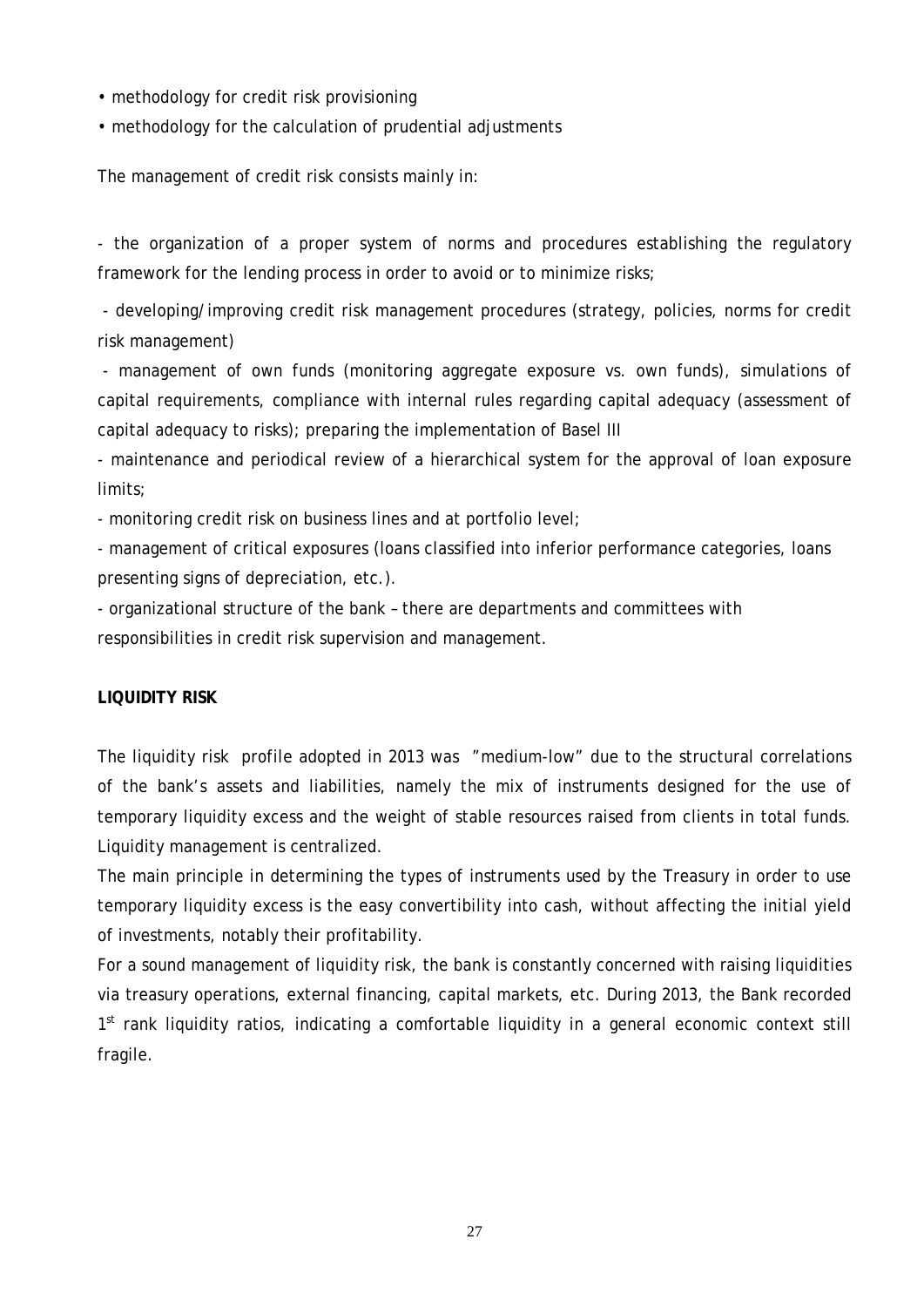• methodology for credit risk provisioning
• methodology for the calculation of prudential adjustments

The management of credit risk consists mainly in:

- the organization of a proper system of norms and procedures establishing the regulatory framework for the lending process in order to avoid or to minimize risks;
- developing/improving credit risk management procedures (strategy, policies, norms for credit risk management)
- management of own funds (monitoring aggregate exposure vs. own funds), simulations of capital requirements, compliance with internal rules regarding capital adequacy (assessment of capital adequacy to risks); preparing the implementation of Basel III
- maintenance and periodical review of a hierarchical system for the approval of loan exposure limits;
- monitoring credit risk on business lines and at portfolio level;
- management of critical exposures (loans classified into inferior performance categories, loans presenting signs of depreciation, etc.).
- organizational structure of the bank – there are departments and committees with responsibilities in credit risk supervision and management.

**LIQUIDITY RISK**

The liquidity risk profile adopted in 2013 was "medium-low" due to the structural correlations of the bank's assets and liabilities, namely the mix of instruments designed for the use of temporary liquidity excess and the weight of stable resources raised from clients in total funds. Liquidity management is centralized.

The main principle in determining the types of instruments used by the Treasury in order to use temporary liquidity excess is the easy convertibility into cash, without affecting the initial yield of investments, notably their profitability.

For a sound management of liquidity risk, the bank is constantly concerned with raising liquidities via treasury operations, external financing, capital markets, etc. During 2013, the Bank recorded 1st rank liquidity ratios, indicating a comfortable liquidity in a general economic context still fragile.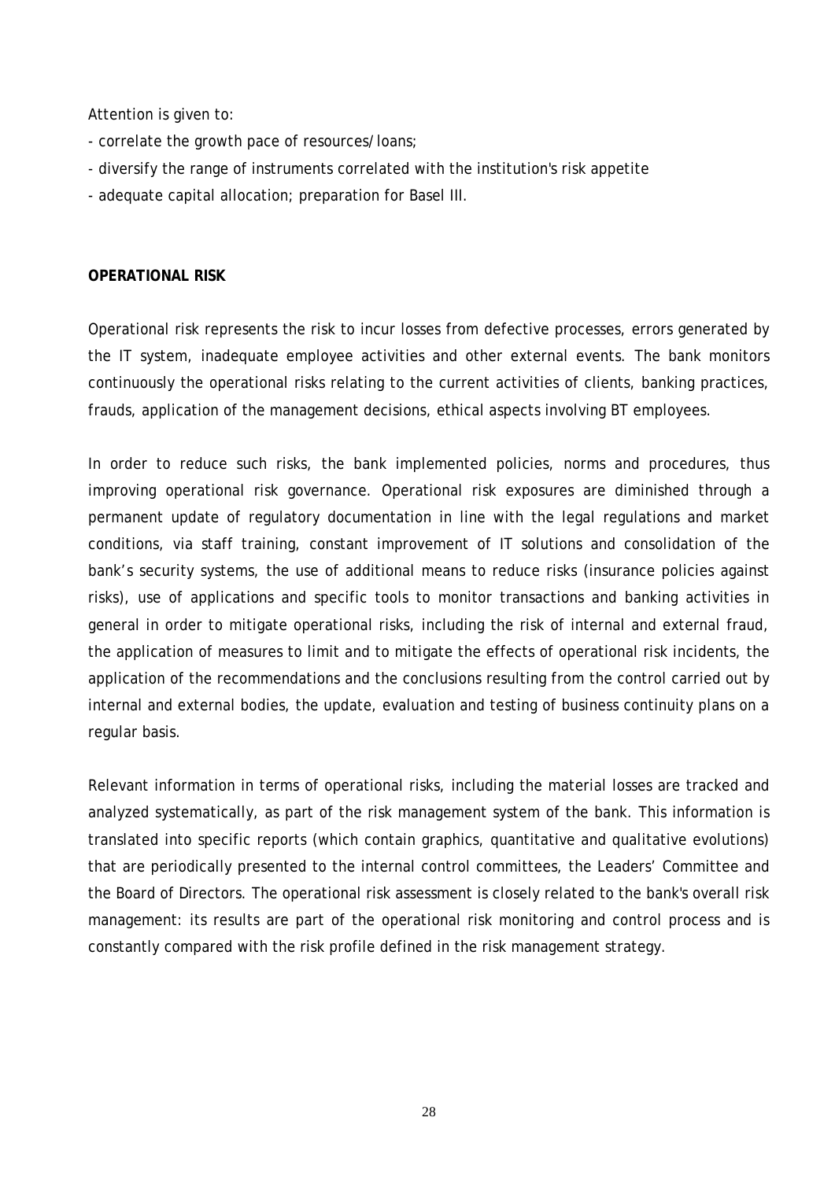Attention is given to:

- correlate the growth pace of resources/loans;
- diversify the range of instruments correlated with the institution's risk appetite
- adequate capital allocation; preparation for Basel III.

**OPERATIONAL RISK**

Operational risk represents the risk to incur losses from defective processes, errors generated by the IT system, inadequate employee activities and other external events. The bank monitors continuously the operational risks relating to the current activities of clients, banking practices, frauds, application of the management decisions, ethical aspects involving BT employees.

In order to reduce such risks, the bank implemented policies, norms and procedures, thus improving operational risk governance. Operational risk exposures are diminished through a permanent update of regulatory documentation in line with the legal regulations and market conditions, via staff training, constant improvement of IT solutions and consolidation of the bank's security systems, the use of additional means to reduce risks (insurance policies against risks), use of applications and specific tools to monitor transactions and banking activities in general in order to mitigate operational risks, including the risk of internal and external fraud, the application of measures to limit and to mitigate the effects of operational risk incidents, the application of the recommendations and the conclusions resulting from the control carried out by internal and external bodies, the update, evaluation and testing of business continuity plans on a regular basis.

Relevant information in terms of operational risks, including the material losses are tracked and analyzed systematically, as part of the risk management system of the bank. This information is translated into specific reports (which contain graphics, quantitative and qualitative evolutions) that are periodically presented to the internal control committees, the Leaders' Committee and the Board of Directors. The operational risk assessment is closely related to the bank's overall risk management: its results are part of the operational risk monitoring and control process and is constantly compared with the risk profile defined in the risk management strategy.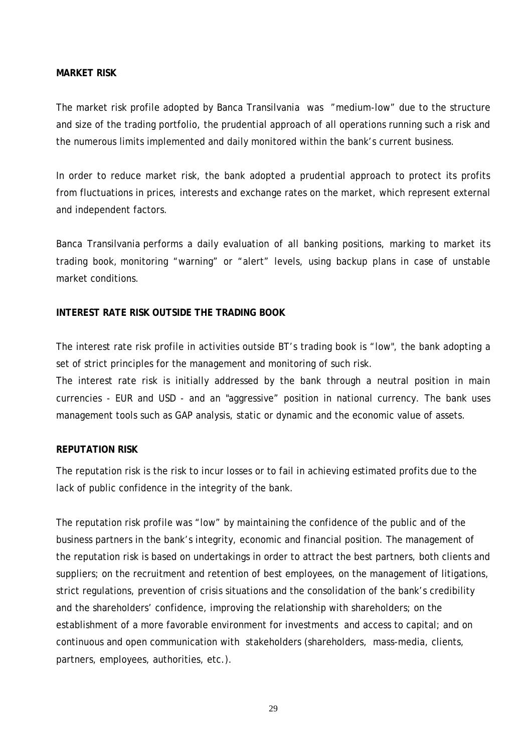**MARKET RISK**

The market risk profile adopted by Banca Transilvania was "medium-low" due to the structure and size of the trading portfolio, the prudential approach of all operations running such a risk and the numerous limits implemented and daily monitored within the bank's current business.

In order to reduce market risk, the bank adopted a prudential approach to protect its profits from fluctuations in prices, interests and exchange rates on the market, which represent external and independent factors.

Banca Transilvania performs a daily evaluation of all banking positions, marking to market its trading book, monitoring "warning" or "alert" levels, using backup plans in case of unstable market conditions.

**INTEREST RATE RISK OUTSIDE THE TRADING BOOK**

The interest rate risk profile in activities outside BT's trading book is "low", the bank adopting a set of strict principles for the management and monitoring of such risk.

The interest rate risk is initially addressed by the bank through a neutral position in main currencies - EUR and USD - and an "aggressive" position in national currency. The bank uses management tools such as GAP analysis, static or dynamic and the economic value of assets.

**REPUTATION RISK**

The reputation risk is the risk to incur losses or to fail in achieving estimated profits due to the lack of public confidence in the integrity of the bank.

The reputation risk profile was "low" by maintaining the confidence of the public and of the business partners in the bank's integrity, economic and financial position. The management of the reputation risk is based on undertakings in order to attract the best partners, both clients and suppliers; on the recruitment and retention of best employees, on the management of litigations, strict regulations, prevention of crisis situations and the consolidation of the bank's credibility and the shareholders' confidence, improving the relationship with shareholders; on the establishment of a more favorable environment for investments and access to capital; and on continuous and open communication with stakeholders (shareholders, mass-media, clients, partners, employees, authorities, etc.).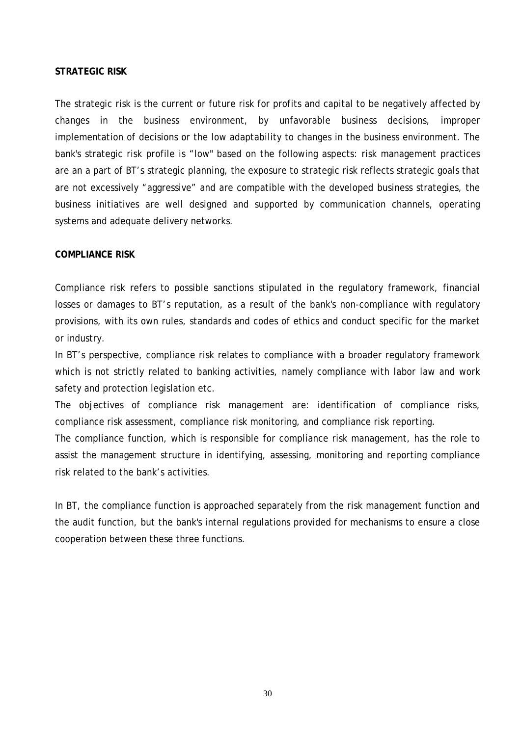**STRATEGIC RISK**

The strategic risk is the current or future risk for profits and capital to be negatively affected by changes in the business environment, by unfavorable business decisions, improper implementation of decisions or the low adaptability to changes in the business environment. The bank's strategic risk profile is "low" based on the following aspects: risk management practices are an a part of BT's strategic planning, the exposure to strategic risk reflects strategic goals that are not excessively "aggressive" and are compatible with the developed business strategies, the business initiatives are well designed and supported by communication channels, operating systems and adequate delivery networks.

**COMPLIANCE RISK**

Compliance risk refers to possible sanctions stipulated in the regulatory framework, financial losses or damages to BT's reputation, as a result of the bank's non-compliance with regulatory provisions, with its own rules, standards and codes of ethics and conduct specific for the market or industry.

In BT's perspective, compliance risk relates to compliance with a broader regulatory framework which is not strictly related to banking activities, namely compliance with labor law and work safety and protection legislation etc.

The objectives of compliance risk management are: identification of compliance risks, compliance risk assessment, compliance risk monitoring, and compliance risk reporting.

The compliance function, which is responsible for compliance risk management, has the role to assist the management structure in identifying, assessing, monitoring and reporting compliance risk related to the bank's activities.

In BT, the compliance function is approached separately from the risk management function and the audit function, but the bank's internal regulations provided for mechanisms to ensure a close cooperation between these three functions.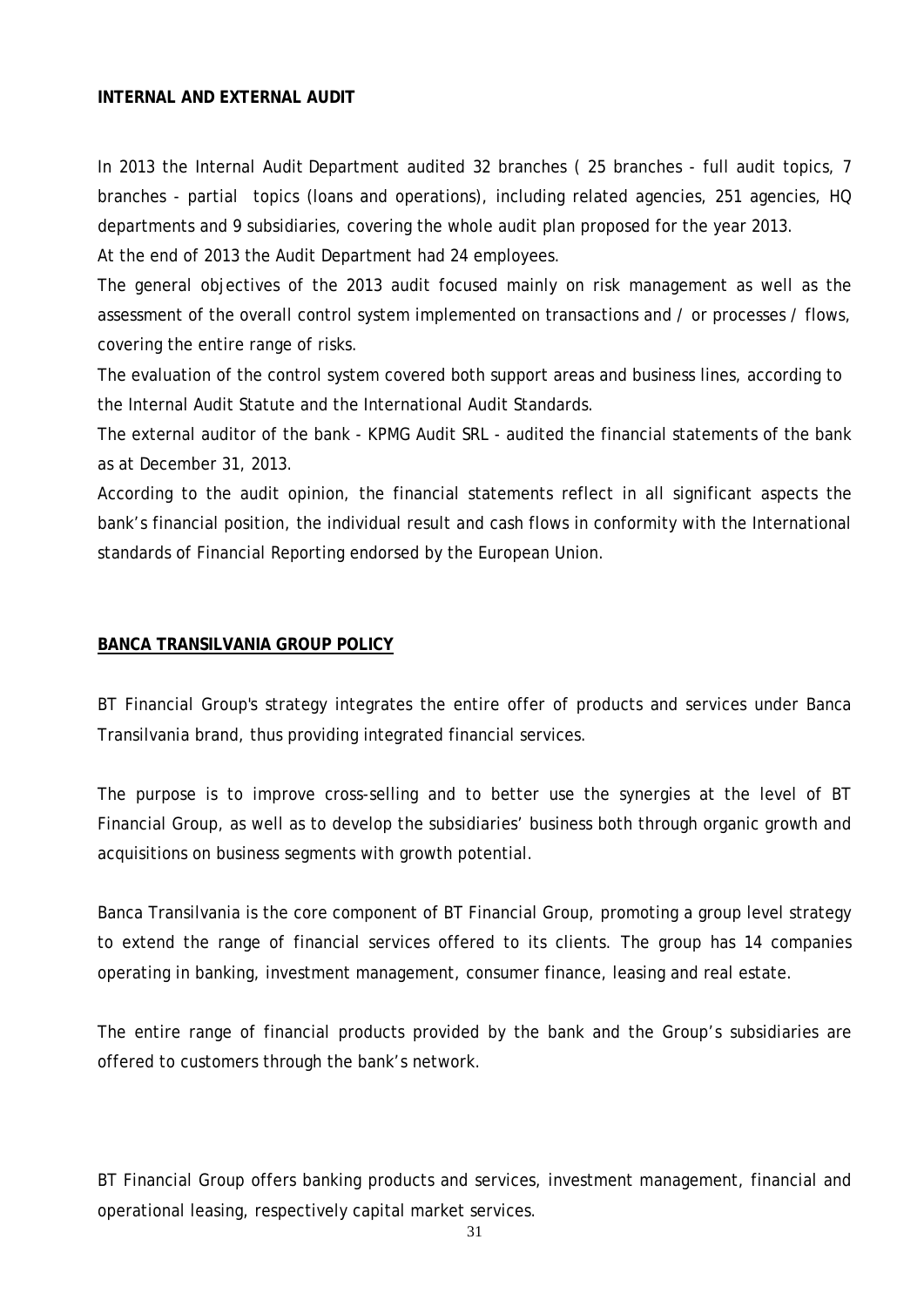## INTERNAL AND EXTERNAL AUDIT

In 2013 the Internal Audit Department audited 32 branches ( 25 branches - full audit topics, 7 branches - partial topics (loans and operations), including related agencies, 251 agencies, HQ departments and 9 subsidiaries, covering the whole audit plan proposed for the year 2013.

At the end of 2013 the Audit Department had 24 employees.

The general objectives of the 2013 audit focused mainly on risk management as well as the assessment of the overall control system implemented on transactions and / or processes / flows, covering the entire range of risks.

The evaluation of the control system covered both support areas and business lines, according to the Internal Audit Statute and the International Audit Standards.

The external auditor of the bank - KPMG Audit SRL - audited the financial statements of the bank as at December 31, 2013.

According to the audit opinion, the financial statements reflect in all significant aspects the bank's financial position, the individual result and cash flows in conformity with the International standards of Financial Reporting endorsed by the European Union.

## BANCA TRANSILVANIA GROUP POLICY

BT Financial Group's strategy integrates the entire offer of products and services under Banca Transilvania brand, thus providing integrated financial services.

The purpose is to improve cross-selling and to better use the synergies at the level of BT Financial Group, as well as to develop the subsidiaries' business both through organic growth and acquisitions on business segments with growth potential.

Banca Transilvania is the core component of BT Financial Group, promoting a group level strategy to extend the range of financial services offered to its clients. The group has 14 companies operating in banking, investment management, consumer finance, leasing and real estate.

The entire range of financial products provided by the bank and the Group's subsidiaries are offered to customers through the bank's network.

BT Financial Group offers banking products and services, investment management, financial and operational leasing, respectively capital market services.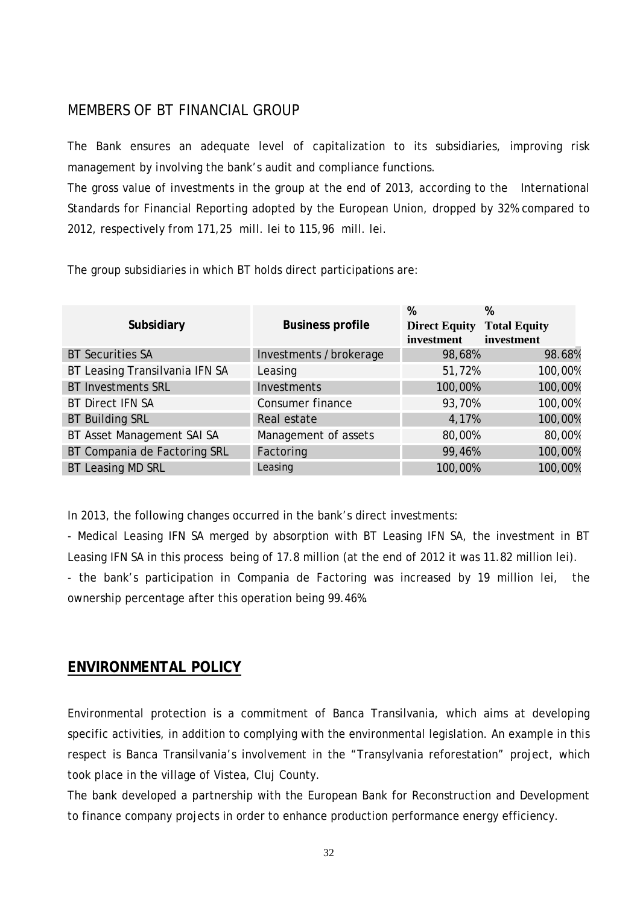## MEMBERS OF BT FINANCIAL GROUP

The Bank ensures an adequate level of capitalization to its subsidiaries, improving risk management by involving the bank's audit and compliance functions.

The gross value of investments in the group at the end of 2013, according to the International Standards for Financial Reporting adopted by the European Union, dropped by 32% compared to 2012, respectively from 171,25 mill. lei to 115,96 mill. lei.

The group subsidiaries in which BT holds direct participations are:

| Subsidiary | Business profile | % Direct Equity investment | % Total Equity investment |
|---|---|---|---|
| BT Securities SA | Investments / brokerage | 98,68% | 98.68% |
| BT Leasing Transilvania IFN SA | Leasing | 51,72% | 100,00% |
| BT Investments SRL | Investments | 100,00% | 100,00% |
| BT Direct IFN SA | Consumer finance | 93,70% | 100,00% |
| BT Building SRL | Real estate | 4,17% | 100,00% |
| BT Asset Management SAI SA | Management of assets | 80,00% | 80,00% |
| BT Compania de Factoring SRL | Factoring | 99,46% | 100,00% |
| BT Leasing MD SRL | Leasing | 100,00% | 100,00% |

In 2013, the following changes occurred in the bank's direct investments:

- Medical Leasing IFN SA merged by absorption with BT Leasing IFN SA, the investment in BT Leasing IFN SA in this process being of 17.8 million (at the end of 2012 it was 11.82 million lei).

- the bank's participation in Compania de Factoring was increased by 19 million lei, the ownership percentage after this operation being 99.46%.

## ENVIRONMENTAL POLICY

Environmental protection is a commitment of Banca Transilvania, which aims at developing specific activities, in addition to complying with the environmental legislation. An example in this respect is Banca Transilvania's involvement in the "Transylvania reforestation" project, which took place in the village of Vistea, Cluj County.

The bank developed a partnership with the European Bank for Reconstruction and Development to finance company projects in order to enhance production performance energy efficiency.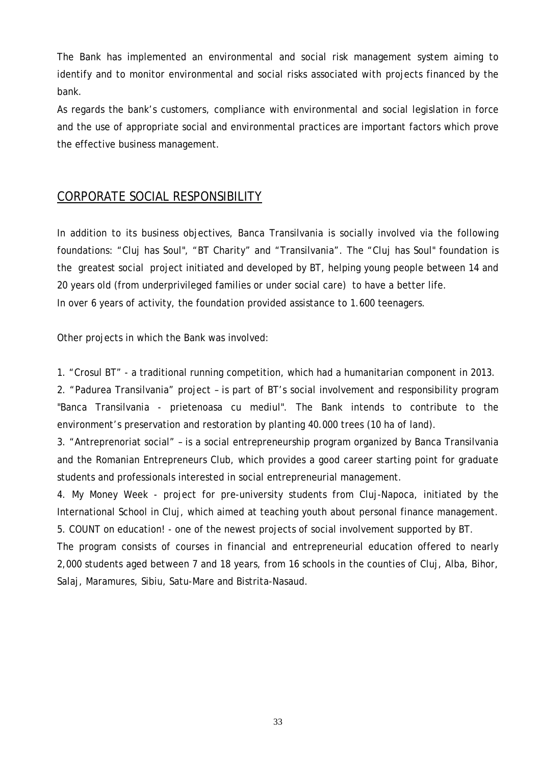The Bank has implemented an environmental and social risk management system aiming to identify and to monitor environmental and social risks associated with projects financed by the bank.

As regards the bank's customers, compliance with environmental and social legislation in force and the use of appropriate social and environmental practices are important factors which prove the effective business management.

## CORPORATE SOCIAL RESPONSIBILITY

In addition to its business objectives, Banca Transilvania is socially involved via the following foundations: "Cluj has Soul", "BT Charity" and "Transilvania". The "Cluj has Soul" foundation is the greatest social project initiated and developed by BT, helping young people between 14 and 20 years old (from underprivileged families or under social care) to have a better life.

In over 6 years of activity, the foundation provided assistance to 1.600 teenagers.

Other projects in which the Bank was involved:

1. "Crosul BT" - a traditional running competition, which had a humanitarian component in 2013.
2. "Padurea Transilvania" project – is part of BT's social involvement and responsibility program "Banca Transilvania - prietenoasa cu mediul". The Bank intends to contribute to the environment's preservation and restoration by planting 40.000 trees (10 ha of land).
3. "Antreprenoriat social" – is a social entrepreneurship program organized by Banca Transilvania and the Romanian Entrepreneurs Club, which provides a good career starting point for graduate students and professionals interested in social entrepreneurial management.
4. My Money Week - project for pre-university students from Cluj-Napoca, initiated by the International School in Cluj, which aimed at teaching youth about personal finance management.
5. COUNT on education! - one of the newest projects of social involvement supported by BT.

The program consists of courses in financial and entrepreneurial education offered to nearly 2,000 students aged between 7 and 18 years, from 16 schools in the counties of Cluj, Alba, Bihor, Salaj, Maramures, Sibiu, Satu-Mare and Bistrita-Nasaud.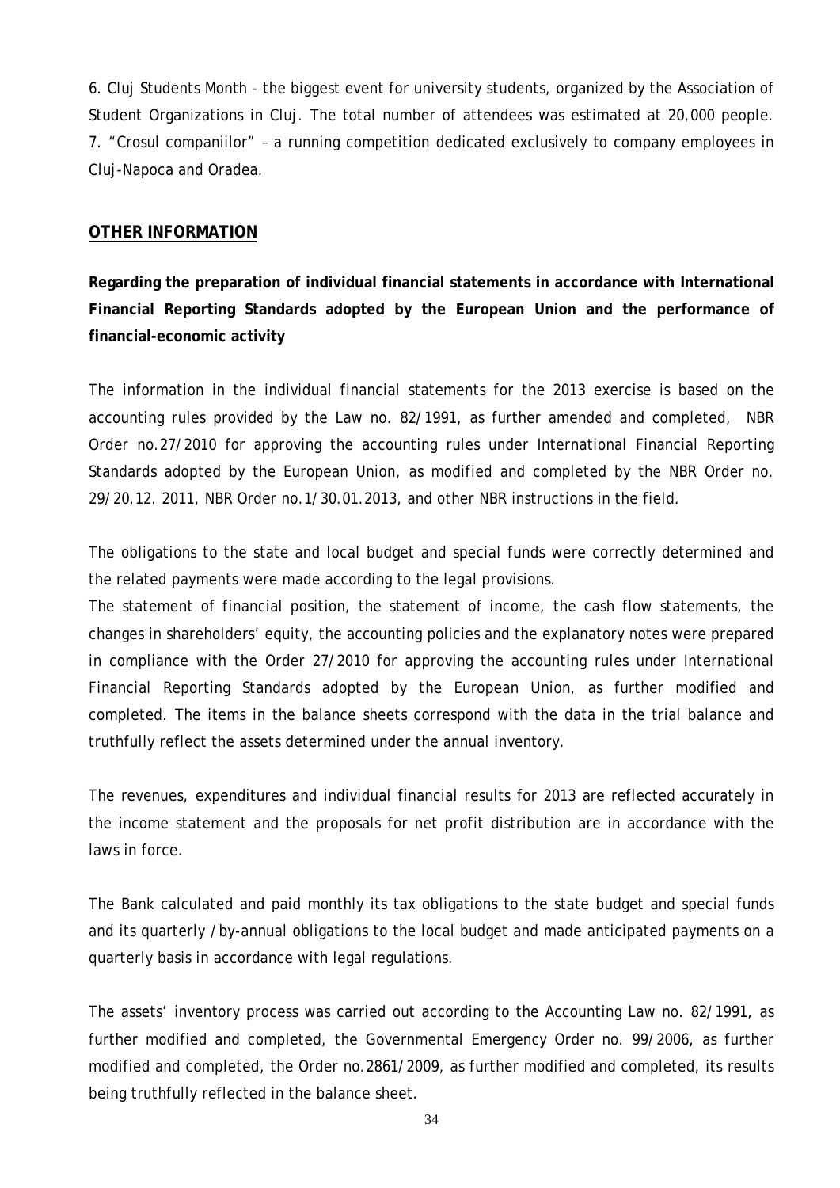6. Cluj Students Month - the biggest event for university students, organized by the Association of Student Organizations in Cluj. The total number of attendees was estimated at 20,000 people.
7. "Crosul companiilor" – a running competition dedicated exclusively to company employees in Cluj-Napoca and Oradea.

## OTHER INFORMATION

**Regarding the preparation of individual financial statements in accordance with International Financial Reporting Standards adopted by the European Union and the performance of financial-economic activity**

The information in the individual financial statements for the 2013 exercise is based on the accounting rules provided by the Law no. 82/1991, as further amended and completed, NBR Order no.27/2010 for approving the accounting rules under International Financial Reporting Standards adopted by the European Union, as modified and completed by the NBR Order no. 29/20.12. 2011, NBR Order no.1/30.01.2013, and other NBR instructions in the field.

The obligations to the state and local budget and special funds were correctly determined and the related payments were made according to the legal provisions.
The statement of financial position, the statement of income, the cash flow statements, the changes in shareholders' equity, the accounting policies and the explanatory notes were prepared in compliance with the Order 27/2010 for approving the accounting rules under International Financial Reporting Standards adopted by the European Union, as further modified and completed. The items in the balance sheets correspond with the data in the trial balance and truthfully reflect the assets determined under the annual inventory.

The revenues, expenditures and individual financial results for 2013 are reflected accurately in the income statement and the proposals for net profit distribution are in accordance with the laws in force.

The Bank calculated and paid monthly its tax obligations to the state budget and special funds and its quarterly /by-annual obligations to the local budget and made anticipated payments on a quarterly basis in accordance with legal regulations.

The assets' inventory process was carried out according to the Accounting Law no. 82/1991, as further modified and completed, the Governmental Emergency Order no. 99/2006, as further modified and completed, the Order no.2861/2009, as further modified and completed, its results being truthfully reflected in the balance sheet.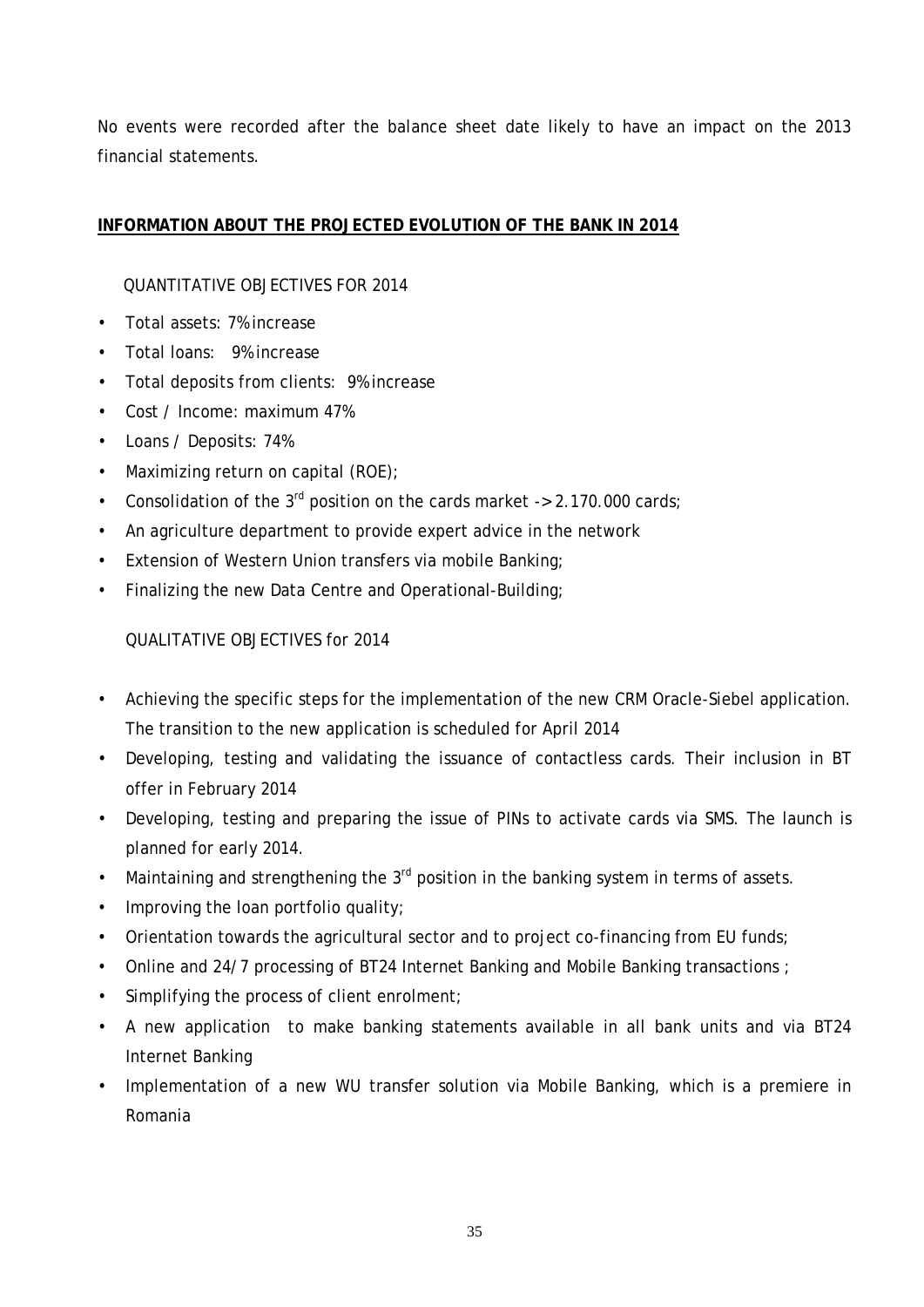No events were recorded after the balance sheet date likely to have an impact on the 2013 financial statements.

## INFORMATION ABOUT THE PROJECTED EVOLUTION OF THE BANK IN 2014

QUANTITATIVE OBJECTIVES FOR 2014

- Total assets: 7% increase
- Total loans: 9% increase
- Total deposits from clients: 9% increase
- Cost / Income: maximum 47%
- Loans / Deposits: 74%
- Maximizing return on capital (ROE);
- Consolidation of the 3rd position on the cards market -> 2.170.000 cards;
- An agriculture department to provide expert advice in the network
- Extension of Western Union transfers via mobile Banking;
- Finalizing the new Data Centre and Operational-Building;

QUALITATIVE OBJECTIVES for 2014

- Achieving the specific steps for the implementation of the new CRM Oracle-Siebel application. The transition to the new application is scheduled for April 2014
- Developing, testing and validating the issuance of contactless cards. Their inclusion in BT offer in February 2014
- Developing, testing and preparing the issue of PINs to activate cards via SMS. The launch is planned for early 2014.
- Maintaining and strengthening the 3rd position in the banking system in terms of assets.
- Improving the loan portfolio quality;
- Orientation towards the agricultural sector and to project co-financing from EU funds;
- Online and 24/7 processing of BT24 Internet Banking and Mobile Banking transactions ;
- Simplifying the process of client enrolment;
- A new application to make banking statements available in all bank units and via BT24 Internet Banking
- Implementation of a new WU transfer solution via Mobile Banking, which is a premiere in Romania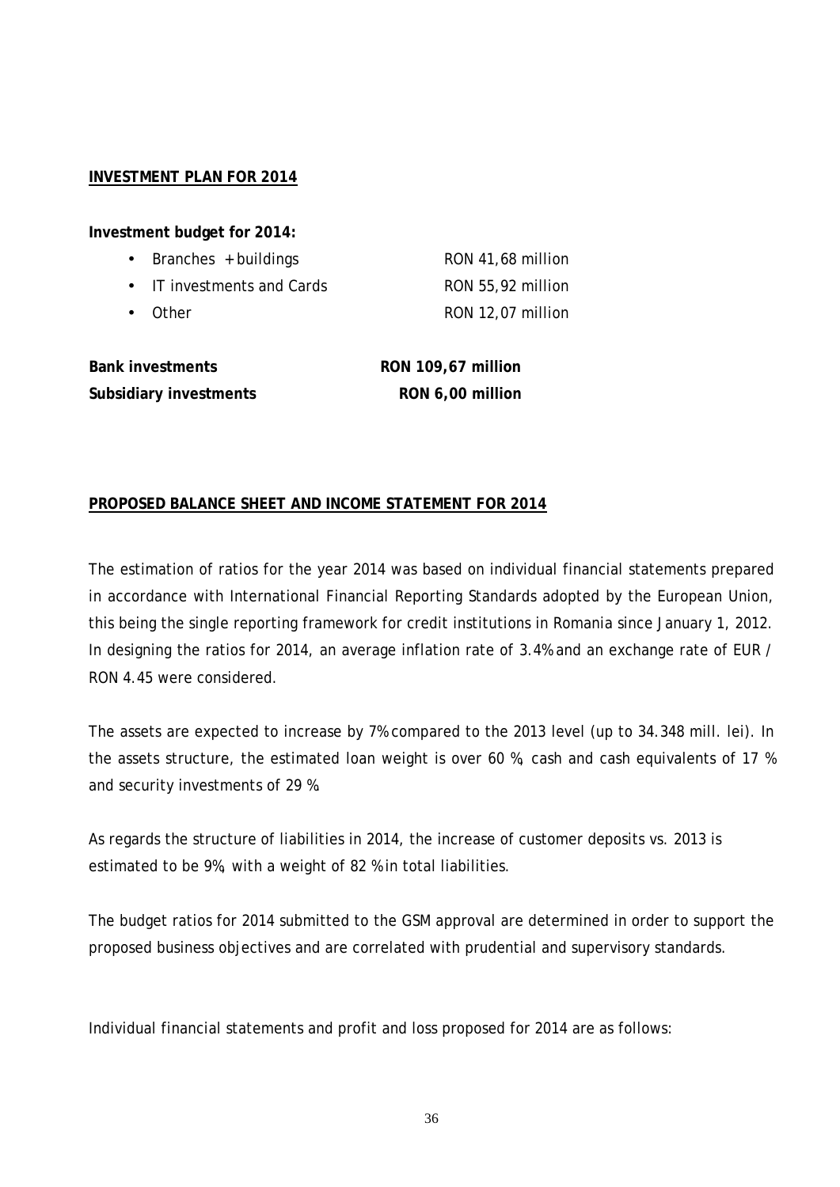## INVESTMENT PLAN FOR 2014

**Investment budget for 2014:**

- Branches + buildings RON 41,68 million
- IT investments and Cards RON 55,92 million
- Other RON 12,07 million

**Bank investments RON 109,67 million**
**Subsidiary investments RON 6,00 million**

## PROPOSED BALANCE SHEET AND INCOME STATEMENT FOR 2014

The estimation of ratios for the year 2014 was based on individual financial statements prepared in accordance with International Financial Reporting Standards adopted by the European Union, this being the single reporting framework for credit institutions in Romania since January 1, 2012. In designing the ratios for 2014, an average inflation rate of 3.4% and an exchange rate of EUR / RON 4.45 were considered.

The assets are expected to increase by 7% compared to the 2013 level (up to 34.348 mill. lei). In the assets structure, the estimated loan weight is over 60 %, cash and cash equivalents of 17 % and security investments of 29 %.

As regards the structure of liabilities in 2014, the increase of customer deposits vs. 2013 is estimated to be 9%, with a weight of 82 % in total liabilities.

The budget ratios for 2014 submitted to the GSM approval are determined in order to support the proposed business objectives and are correlated with prudential and supervisory standards.

Individual financial statements and profit and loss proposed for 2014 are as follows: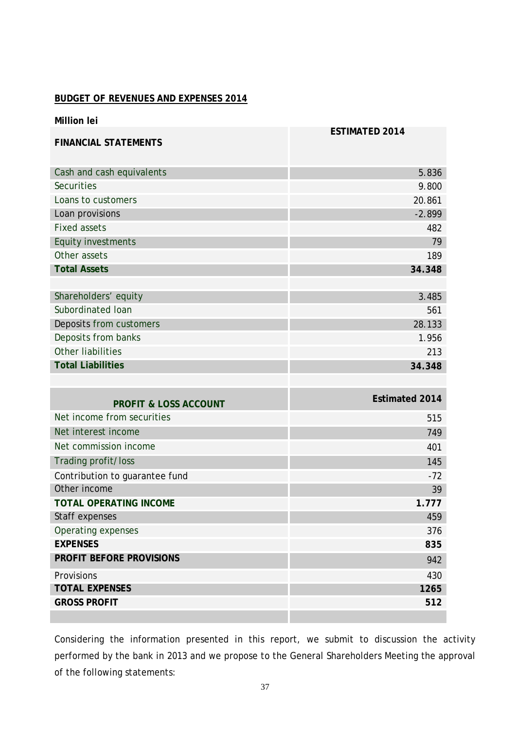**BUDGET OF REVENUES AND EXPENSES 2014**

**Million lei**

| FINANCIAL STATEMENTS | ESTIMATED 2014 |
|---|---|
| Cash and cash equivalents | 5.836 |
| Securities | 9.800 |
| Loans to customers | 20.861 |
| Loan provisions | -2.899 |
| Fixed assets | 482 |
| Equity investments | 79 |
| Other assets | 189 |
| **Total Assets** | **34.348** |
| | |
| Shareholders' equity | 3.485 |
| Subordinated loan | 561 |
| Deposits from customers | 28.133 |
| Deposits from banks | 1.956 |
| Other liabilities | 213 |
| **Total Liabilities** | **34.348** |

| PROFIT & LOSS ACCOUNT | Estimated 2014 |
|---|---|
| Net income from securities | 515 |
| Net interest income | 749 |
| Net commission income | 401 |
| Trading profit/loss | 145 |
| Contribution to guarantee fund | -72 |
| Other income | 39 |
| **TOTAL OPERATING INCOME** | **1.777** |
| Staff expenses | 459 |
| Operating expenses | 376 |
| **EXPENSES** | **835** |
| **PROFIT BEFORE PROVISIONS** | 942 |
| Provisions | 430 |
| **TOTAL EXPENSES** | **1265** |
| **GROSS PROFIT** | **512** |

Considering the information presented in this report, we submit to discussion the activity performed by the bank in 2013 and we propose to the General Shareholders Meeting the approval of the following statements: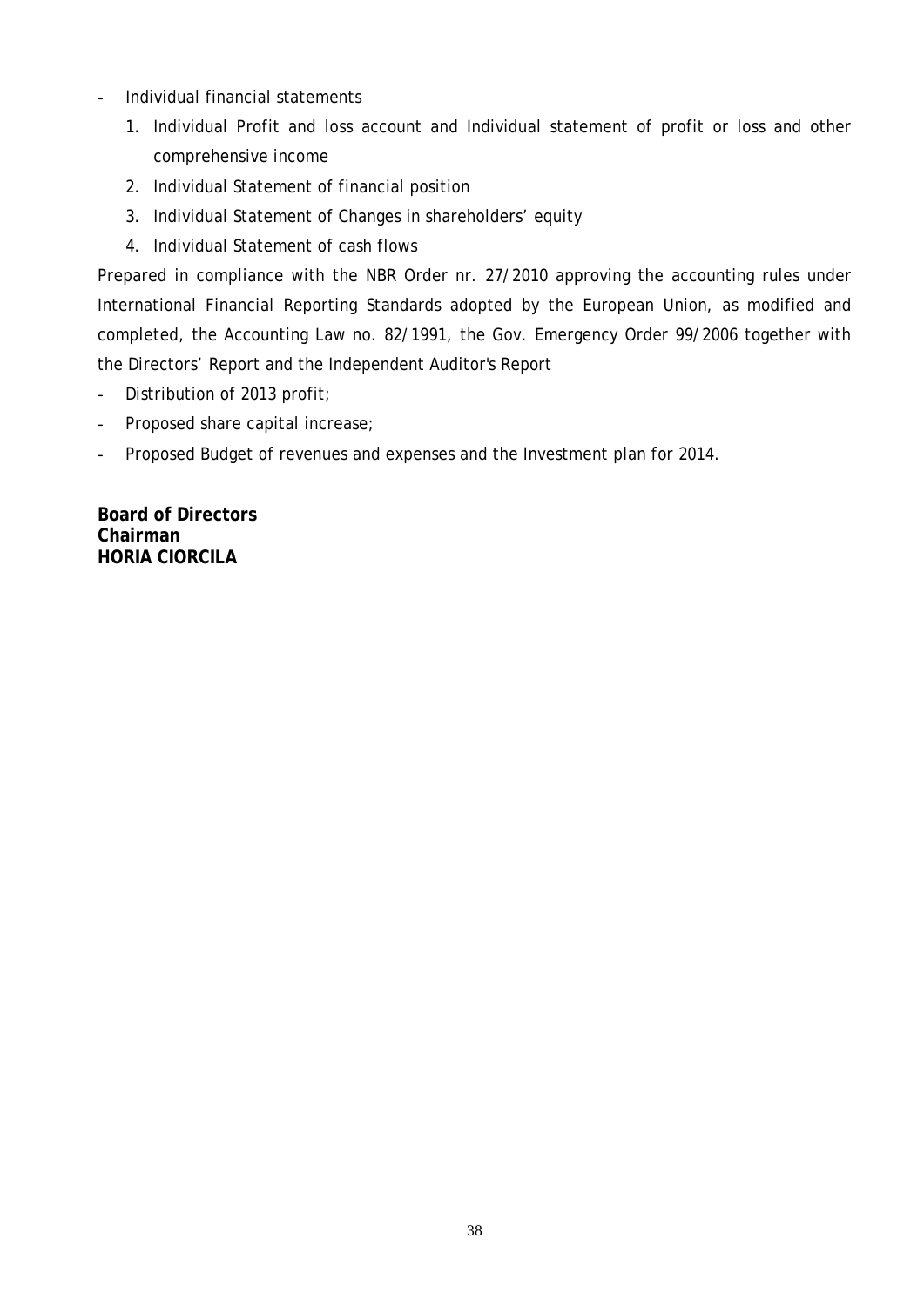- Individual financial statements
    1. Individual Profit and loss account and Individual statement of profit or loss and other comprehensive income
    2. Individual Statement of financial position
    3. Individual Statement of Changes in shareholders' equity
    4. Individual Statement of cash flows

Prepared in compliance with the NBR Order nr. 27/2010 approving the accounting rules under International Financial Reporting Standards adopted by the European Union, as modified and completed, the Accounting Law no. 82/1991, the Gov. Emergency Order 99/2006 together with the Directors' Report and the Independent Auditor's Report

- Distribution of 2013 profit;
- Proposed share capital increase;
- Proposed Budget of revenues and expenses and the Investment plan for 2014.

**Board of Directors**
**Chairman**
**HORIA CIORCILA**